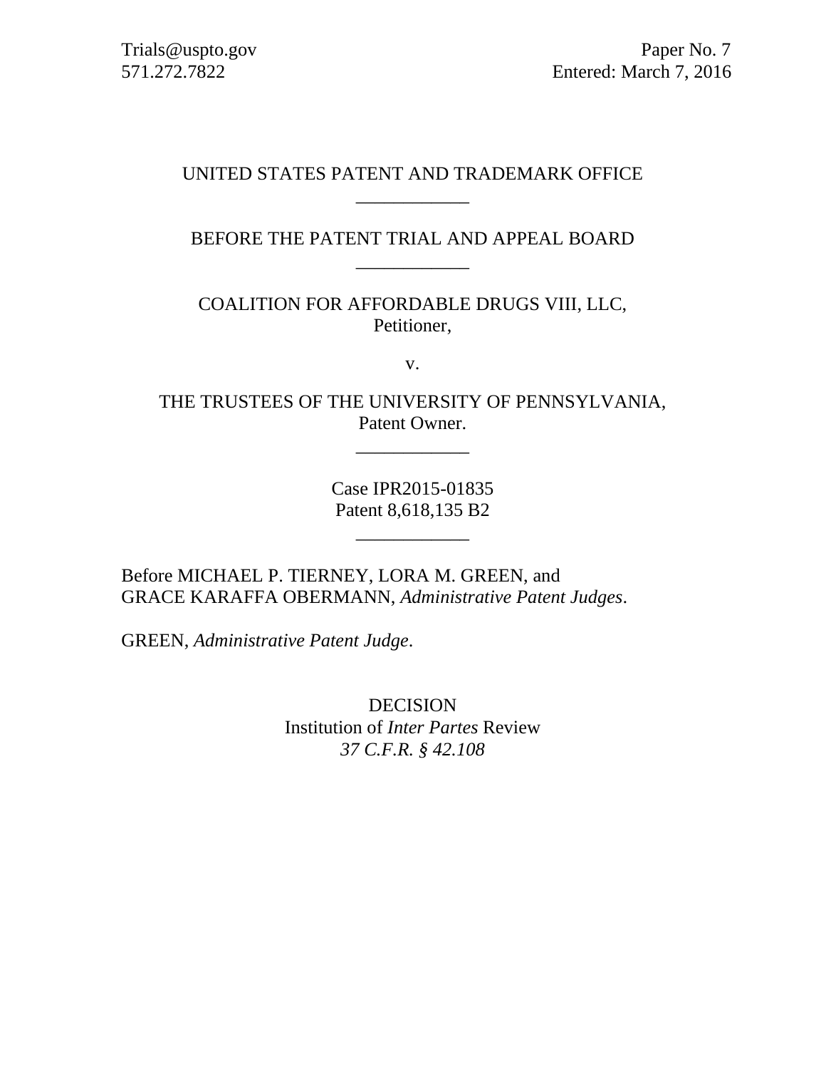Trials@uspto.gov
571.272.7822

Paper No. 7
Entered: March 7, 2016

UNITED STATES PATENT AND TRADEMARK OFFICE

\_\_\_\_\_\_\_\_\_\_\_\_

BEFORE THE PATENT TRIAL AND APPEAL BOARD

\_\_\_\_\_\_\_\_\_\_\_\_

COALITION FOR AFFORDABLE DRUGS VIII, LLC,
Petitioner,

v.

THE TRUSTEES OF THE UNIVERSITY OF PENNSYLVANIA,
Patent Owner.

\_\_\_\_\_\_\_\_\_\_\_\_

Case IPR2015-01835
Patent 8,618,135 B2

\_\_\_\_\_\_\_\_\_\_\_\_

Before MICHAEL P. TIERNEY, LORA M. GREEN, and
GRACE KARAFFA OBERMANN, *Administrative Patent Judges*.

GREEN, *Administrative Patent Judge*.

DECISION
Institution of *Inter Partes* Review
*37 C.F.R. § 42.108*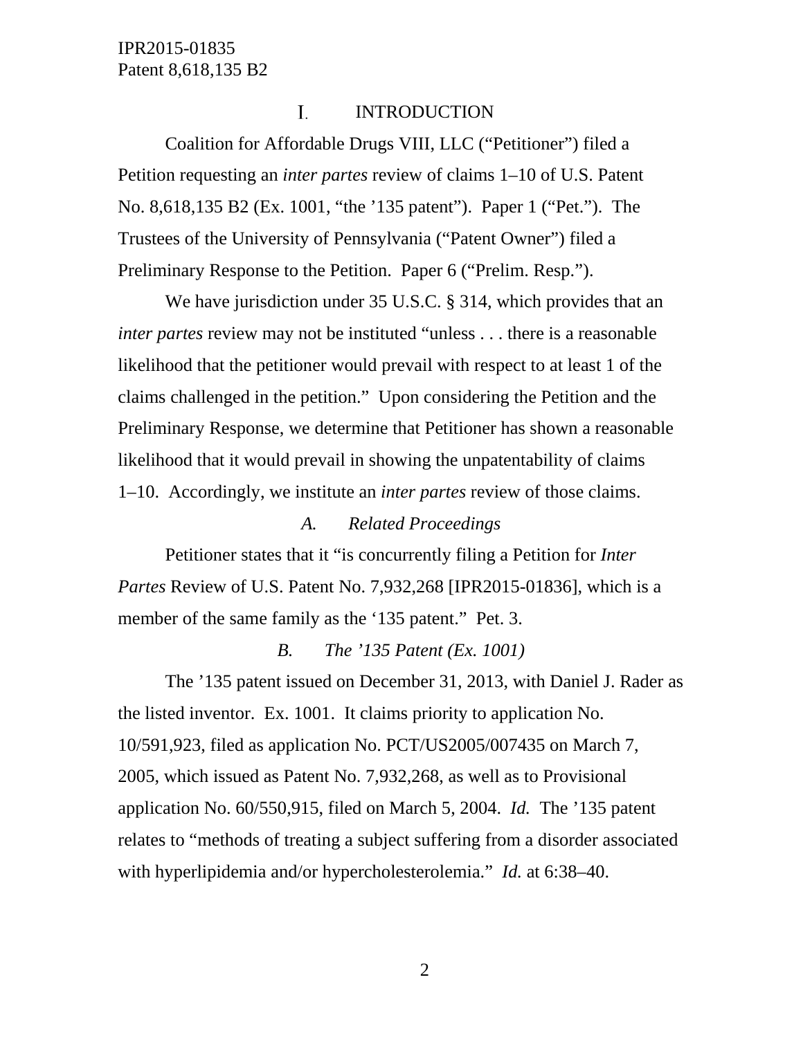## I. INTRODUCTION

Coalition for Affordable Drugs VIII, LLC ("Petitioner") filed a Petition requesting an *inter partes* review of claims 1–10 of U.S. Patent No. 8,618,135 B2 (Ex. 1001, "the '135 patent"). Paper 1 ("Pet."). The Trustees of the University of Pennsylvania ("Patent Owner") filed a Preliminary Response to the Petition. Paper 6 ("Prelim. Resp.").

We have jurisdiction under 35 U.S.C. § 314, which provides that an *inter partes* review may not be instituted "unless . . . there is a reasonable likelihood that the petitioner would prevail with respect to at least 1 of the claims challenged in the petition." Upon considering the Petition and the Preliminary Response, we determine that Petitioner has shown a reasonable likelihood that it would prevail in showing the unpatentability of claims 1–10. Accordingly, we institute an *inter partes* review of those claims.

### *A. Related Proceedings*

Petitioner states that it "is concurrently filing a Petition for *Inter Partes* Review of U.S. Patent No. 7,932,268 [IPR2015-01836], which is a member of the same family as the '135 patent." Pet. 3.

### *B. The '135 Patent (Ex. 1001)*

The '135 patent issued on December 31, 2013, with Daniel J. Rader as the listed inventor. Ex. 1001. It claims priority to application No. 10/591,923, filed as application No. PCT/US2005/007435 on March 7, 2005, which issued as Patent No. 7,932,268, as well as to Provisional application No. 60/550,915, filed on March 5, 2004. *Id.* The '135 patent relates to "methods of treating a subject suffering from a disorder associated with hyperlipidemia and/or hypercholesterolemia." *Id.* at 6:38–40.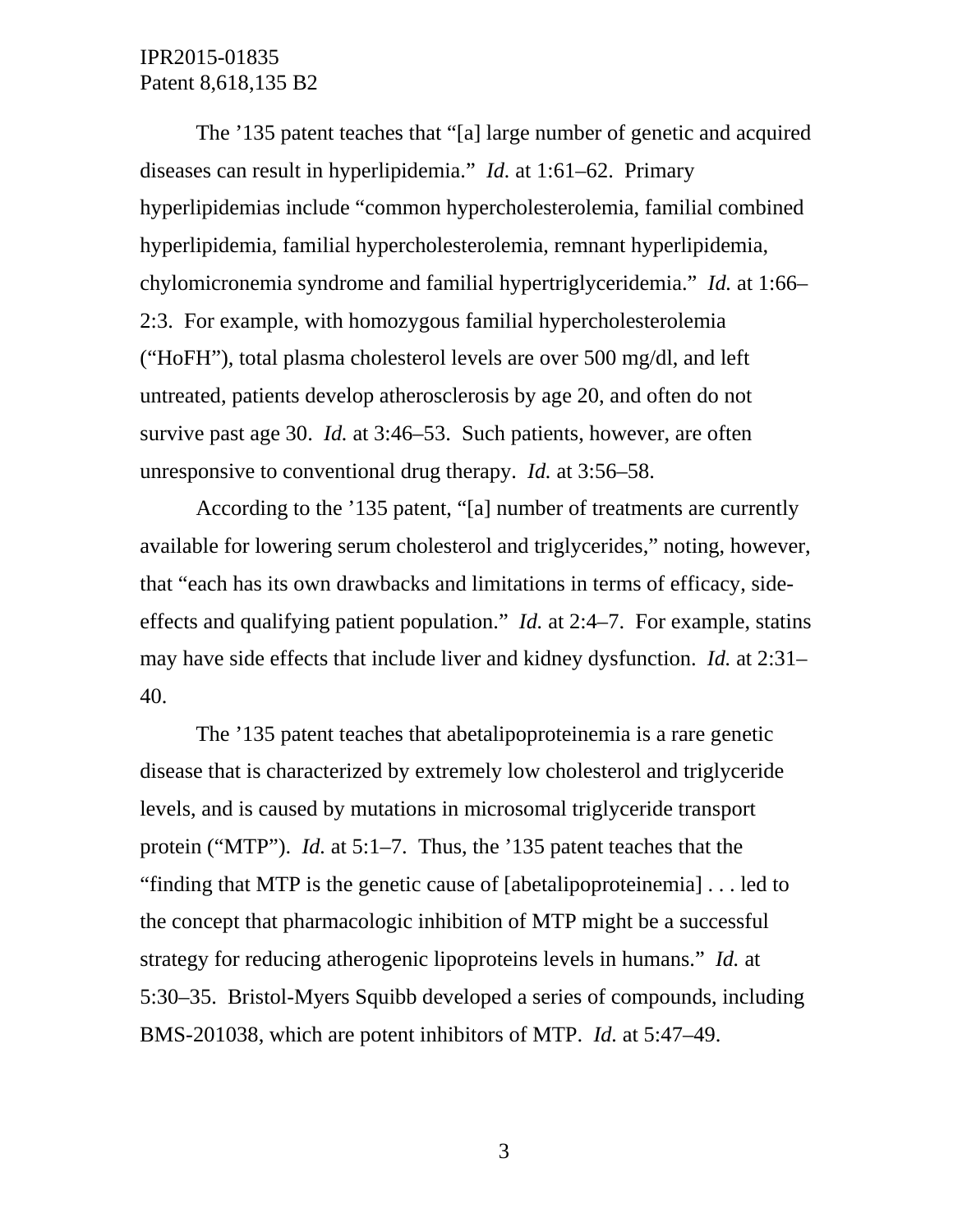The ’135 patent teaches that “[a] large number of genetic and acquired diseases can result in hyperlipidemia.” *Id.* at 1:61–62. Primary hyperlipidemias include “common hypercholesterolemia, familial combined hyperlipidemia, familial hypercholesterolemia, remnant hyperlipidemia, chylomicronemia syndrome and familial hypertriglyceridemia.” *Id.* at 1:66–2:3. For example, with homozygous familial hypercholesterolemia (“HoFH”), total plasma cholesterol levels are over 500 mg/dl, and left untreated, patients develop atherosclerosis by age 20, and often do not survive past age 30. *Id.* at 3:46–53. Such patients, however, are often unresponsive to conventional drug therapy. *Id.* at 3:56–58.

According to the ’135 patent, “[a] number of treatments are currently available for lowering serum cholesterol and triglycerides,” noting, however, that “each has its own drawbacks and limitations in terms of efficacy, side-effects and qualifying patient population.” *Id.* at 2:4–7. For example, statins may have side effects that include liver and kidney dysfunction. *Id.* at 2:31–40.

The ’135 patent teaches that abetalipoproteinemia is a rare genetic disease that is characterized by extremely low cholesterol and triglyceride levels, and is caused by mutations in microsomal triglyceride transport protein (“MTP”). *Id.* at 5:1–7. Thus, the ’135 patent teaches that the “finding that MTP is the genetic cause of [abetalipoproteinemia] . . . led to the concept that pharmacologic inhibition of MTP might be a successful strategy for reducing atherogenic lipoproteins levels in humans.” *Id.* at 5:30–35. Bristol-Myers Squibb developed a series of compounds, including BMS-201038, which are potent inhibitors of MTP. *Id.* at 5:47–49.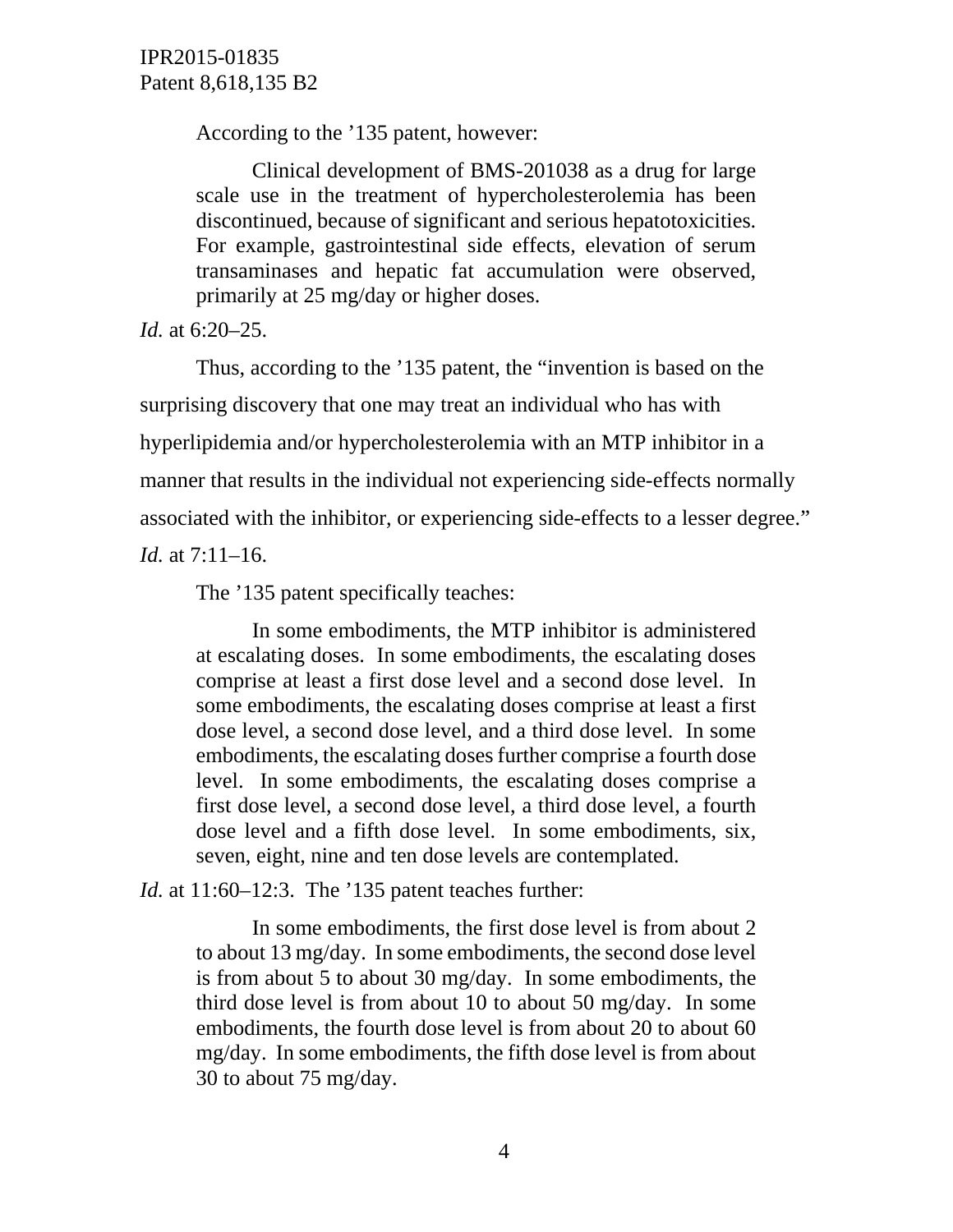According to the ’135 patent, however:

> Clinical development of BMS-201038 as a drug for large scale use in the treatment of hypercholesterolemia has been discontinued, because of significant and serious hepatotoxicities. For example, gastrointestinal side effects, elevation of serum transaminases and hepatic fat accumulation were observed, primarily at 25 mg/day or higher doses.

*Id.* at 6:20–25.

Thus, according to the ’135 patent, the “invention is based on the surprising discovery that one may treat an individual who has with hyperlipidemia and/or hypercholesterolemia with an MTP inhibitor in a manner that results in the individual not experiencing side-effects normally associated with the inhibitor, or experiencing side-effects to a lesser degree.” *Id.* at 7:11–16.

The ’135 patent specifically teaches:

> In some embodiments, the MTP inhibitor is administered at escalating doses. In some embodiments, the escalating doses comprise at least a first dose level and a second dose level. In some embodiments, the escalating doses comprise at least a first dose level, a second dose level, and a third dose level. In some embodiments, the escalating doses further comprise a fourth dose level. In some embodiments, the escalating doses comprise a first dose level, a second dose level, a third dose level, a fourth dose level and a fifth dose level. In some embodiments, six, seven, eight, nine and ten dose levels are contemplated.

*Id.* at 11:60–12:3. The ’135 patent teaches further:

> In some embodiments, the first dose level is from about 2 to about 13 mg/day. In some embodiments, the second dose level is from about 5 to about 30 mg/day. In some embodiments, the third dose level is from about 10 to about 50 mg/day. In some embodiments, the fourth dose level is from about 20 to about 60 mg/day. In some embodiments, the fifth dose level is from about 30 to about 75 mg/day.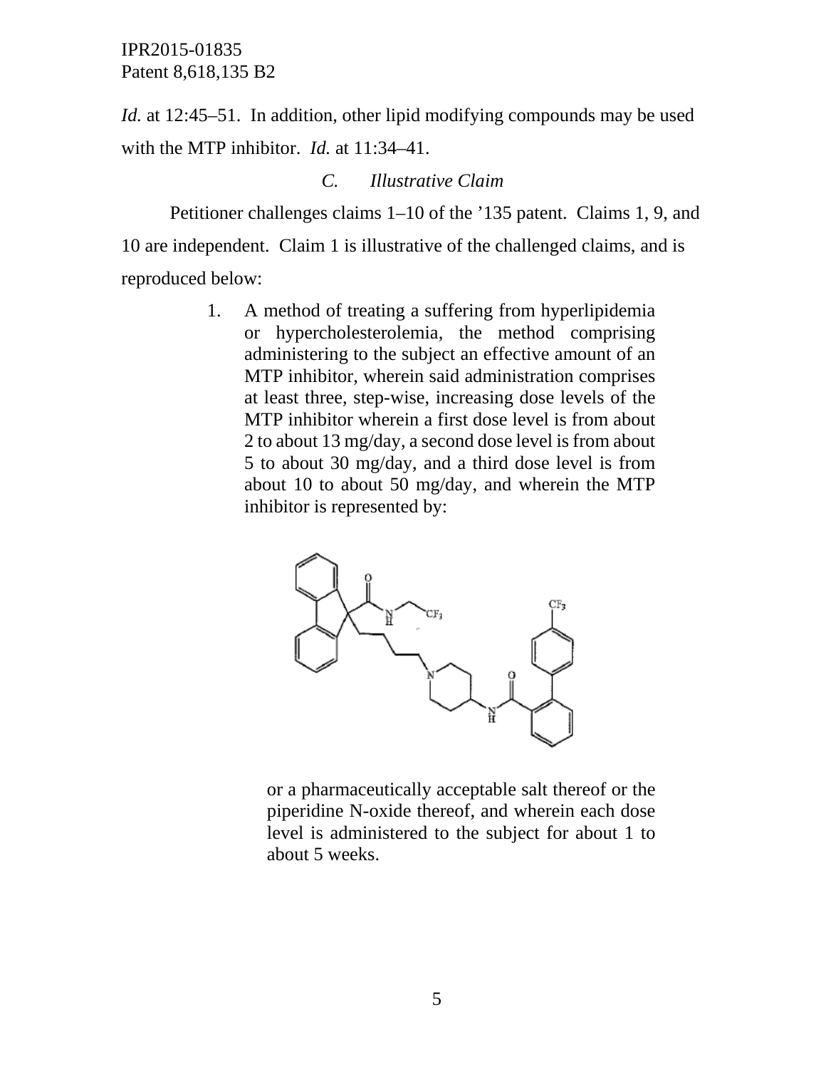*Id.* at 12:45–51. In addition, other lipid modifying compounds may be used with the MTP inhibitor. *Id.* at 11:34–41.

### C. Illustrative Claim

Petitioner challenges claims 1–10 of the '135 patent. Claims 1, 9, and 10 are independent. Claim 1 is illustrative of the challenged claims, and is reproduced below:

> 1. A method of treating a suffering from hyperlipidemia or hypercholesterolemia, the method comprising administering to the subject an effective amount of an MTP inhibitor, wherein said administration comprises at least three, step-wise, increasing dose levels of the MTP inhibitor wherein a first dose level is from about 2 to about 13 mg/day, a second dose level is from about 5 to about 30 mg/day, and a third dose level is from about 10 to about 50 mg/day, and wherein the MTP inhibitor is represented by:
>
> or a pharmaceutically acceptable salt thereof or the piperidine N-oxide thereof, and wherein each dose level is administered to the subject for about 1 to about 5 weeks.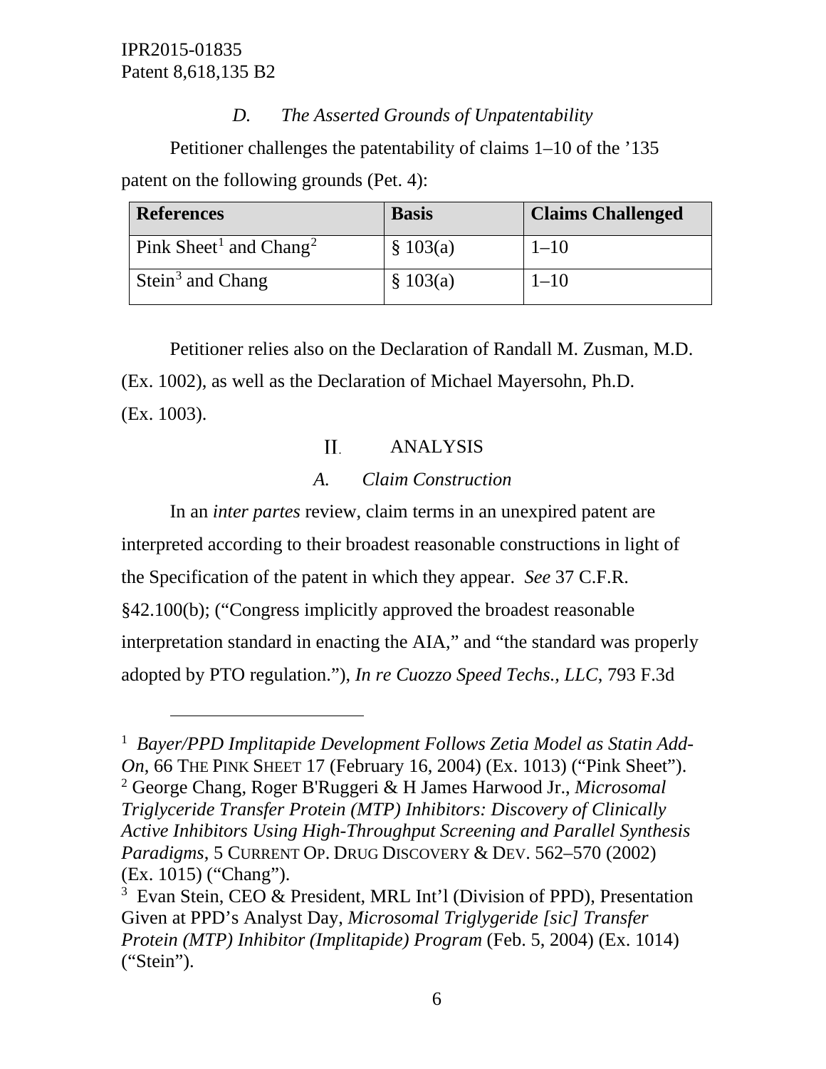### *D. The Asserted Grounds of Unpatentability*

Petitioner challenges the patentability of claims 1–10 of the ’135 patent on the following grounds (Pet. 4):

| References | Basis | Claims Challenged |
|---|---|---|
| Pink Sheet[1] and Chang[2] | § 103(a) | 1–10 |
| Stein[3] and Chang | § 103(a) | 1–10 |

Petitioner relies also on the Declaration of Randall M. Zusman, M.D. (Ex. 1002), as well as the Declaration of Michael Mayersohn, Ph.D. (Ex. 1003).

## II. ANALYSIS

### *A. Claim Construction*

In an *inter partes* review, claim terms in an unexpired patent are interpreted according to their broadest reasonable constructions in light of the Specification of the patent in which they appear. *See* 37 C.F.R. §42.100(b); (“Congress implicitly approved the broadest reasonable interpretation standard in enacting the AIA,” and “the standard was properly adopted by PTO regulation.”), *In re Cuozzo Speed Techs., LLC*, 793 F.3d

---

[1] *Bayer/PPD Implitapide Development Follows Zetia Model as Statin Add-On*, 66 THE PINK SHEET 17 (February 16, 2004) (Ex. 1013) (“Pink Sheet”).

[2] George Chang, Roger B'Ruggeri & H James Harwood Jr., *Microsomal Triglyceride Transfer Protein (MTP) Inhibitors: Discovery of Clinically Active Inhibitors Using High-Throughput Screening and Parallel Synthesis Paradigms*, 5 CURRENT OP. DRUG DISCOVERY & DEV. 562–570 (2002) (Ex. 1015) (“Chang”).

[3] Evan Stein, CEO & President, MRL Int’l (Division of PPD), Presentation Given at PPD’s Analyst Day, *Microsomal Triglygeride [sic] Transfer Protein (MTP) Inhibitor (Implitapide) Program* (Feb. 5, 2004) (Ex. 1014) (“Stein”).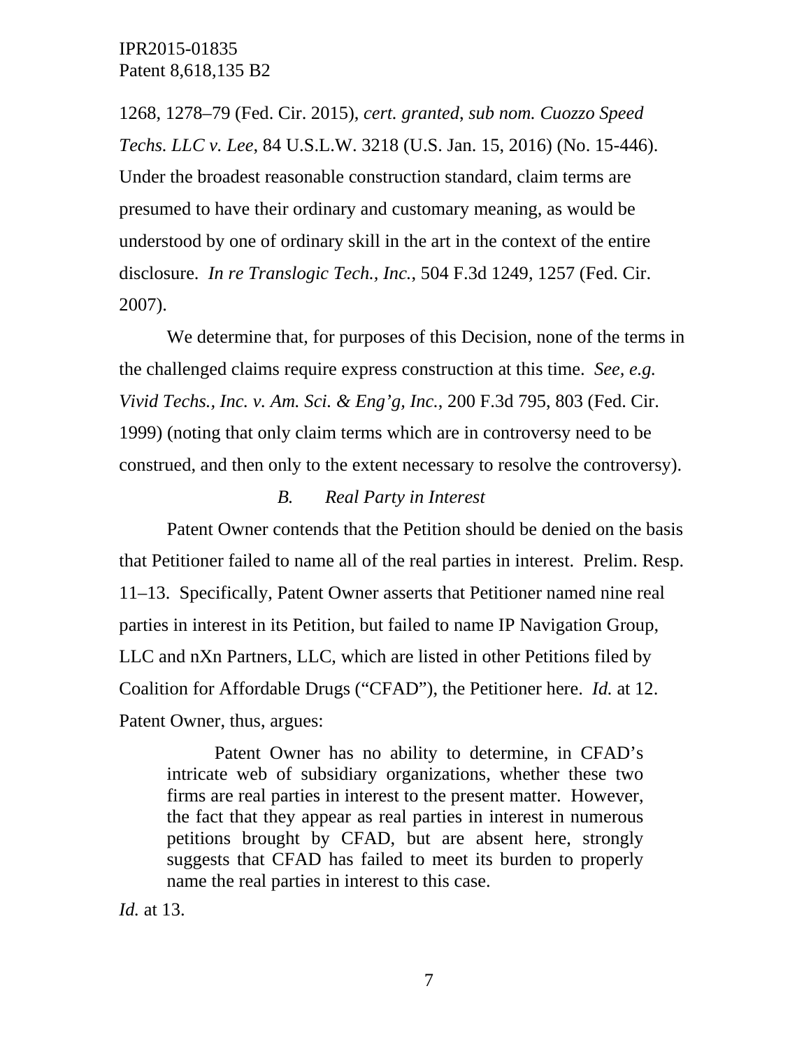1268, 1278–79 (Fed. Cir. 2015), *cert. granted*, *sub nom. Cuozzo Speed Techs. LLC v. Lee*, 84 U.S.L.W. 3218 (U.S. Jan. 15, 2016) (No. 15-446). Under the broadest reasonable construction standard, claim terms are presumed to have their ordinary and customary meaning, as would be understood by one of ordinary skill in the art in the context of the entire disclosure. *In re Translogic Tech., Inc.*, 504 F.3d 1249, 1257 (Fed. Cir. 2007).

We determine that, for purposes of this Decision, none of the terms in the challenged claims require express construction at this time. *See, e.g. Vivid Techs., Inc. v. Am. Sci. & Eng'g, Inc.*, 200 F.3d 795, 803 (Fed. Cir. 1999) (noting that only claim terms which are in controversy need to be construed, and then only to the extent necessary to resolve the controversy).

### *B. Real Party in Interest*

Patent Owner contends that the Petition should be denied on the basis that Petitioner failed to name all of the real parties in interest. Prelim. Resp. 11–13. Specifically, Patent Owner asserts that Petitioner named nine real parties in interest in its Petition, but failed to name IP Navigation Group, LLC and nXn Partners, LLC, which are listed in other Petitions filed by Coalition for Affordable Drugs ("CFAD"), the Petitioner here. *Id.* at 12. Patent Owner, thus, argues:

> Patent Owner has no ability to determine, in CFAD's intricate web of subsidiary organizations, whether these two firms are real parties in interest to the present matter. However, the fact that they appear as real parties in interest in numerous petitions brought by CFAD, but are absent here, strongly suggests that CFAD has failed to meet its burden to properly name the real parties in interest to this case.

*Id.* at 13.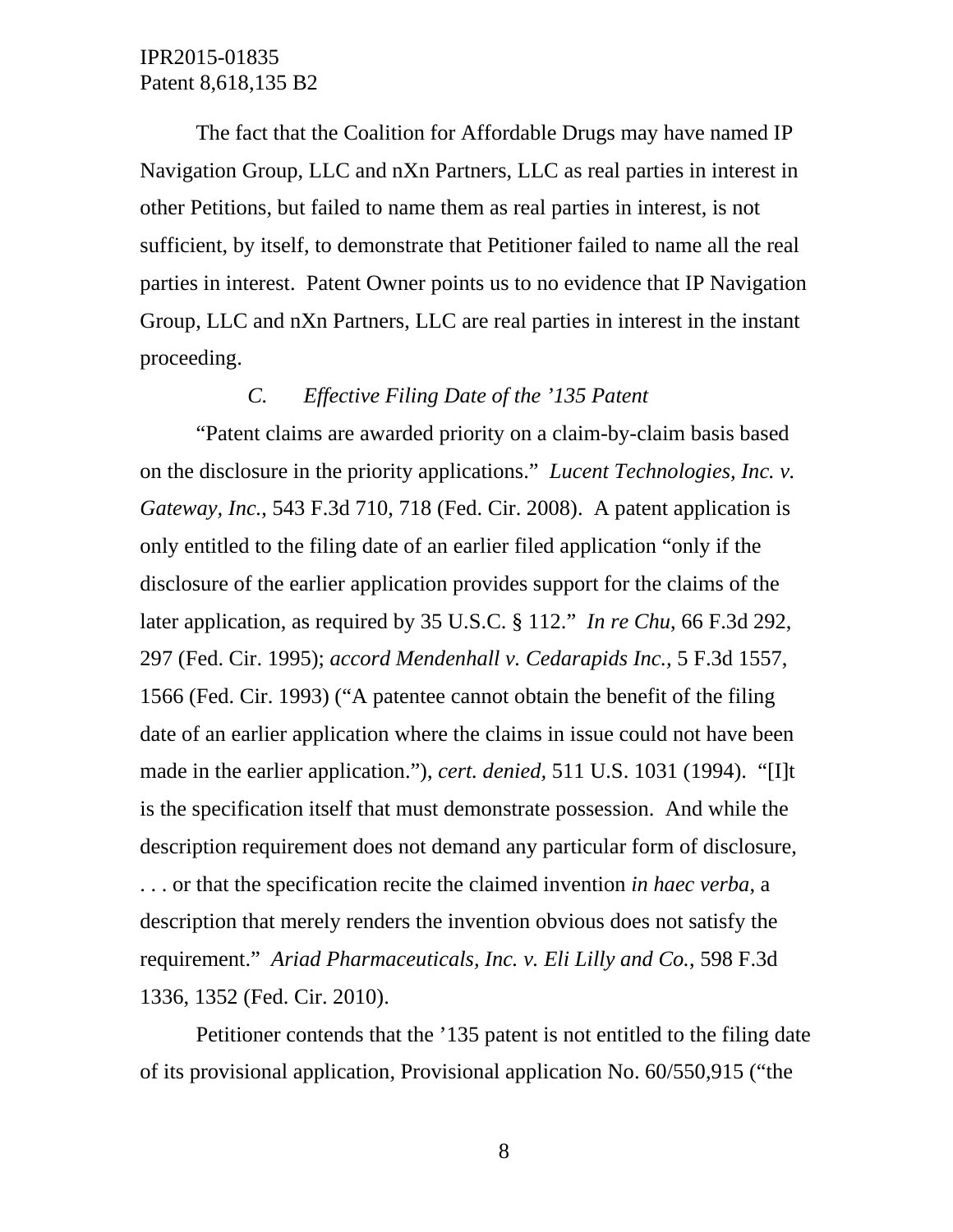The fact that the Coalition for Affordable Drugs may have named IP Navigation Group, LLC and nXn Partners, LLC as real parties in interest in other Petitions, but failed to name them as real parties in interest, is not sufficient, by itself, to demonstrate that Petitioner failed to name all the real parties in interest. Patent Owner points us to no evidence that IP Navigation Group, LLC and nXn Partners, LLC are real parties in interest in the instant proceeding.

### *C. Effective Filing Date of the '135 Patent*

"Patent claims are awarded priority on a claim-by-claim basis based on the disclosure in the priority applications." *Lucent Technologies, Inc. v. Gateway, Inc.*, 543 F.3d 710, 718 (Fed. Cir. 2008). A patent application is only entitled to the filing date of an earlier filed application "only if the disclosure of the earlier application provides support for the claims of the later application, as required by 35 U.S.C. § 112." *In re Chu*, 66 F.3d 292, 297 (Fed. Cir. 1995); *accord Mendenhall v. Cedarapids Inc.*, 5 F.3d 1557, 1566 (Fed. Cir. 1993) ("A patentee cannot obtain the benefit of the filing date of an earlier application where the claims in issue could not have been made in the earlier application."), *cert. denied*, 511 U.S. 1031 (1994). "[I]t is the specification itself that must demonstrate possession. And while the description requirement does not demand any particular form of disclosure, . . . or that the specification recite the claimed invention *in haec verba*, a description that merely renders the invention obvious does not satisfy the requirement." *Ariad Pharmaceuticals, Inc. v. Eli Lilly and Co.*, 598 F.3d 1336, 1352 (Fed. Cir. 2010).

Petitioner contends that the '135 patent is not entitled to the filing date of its provisional application, Provisional application No. 60/550,915 ("the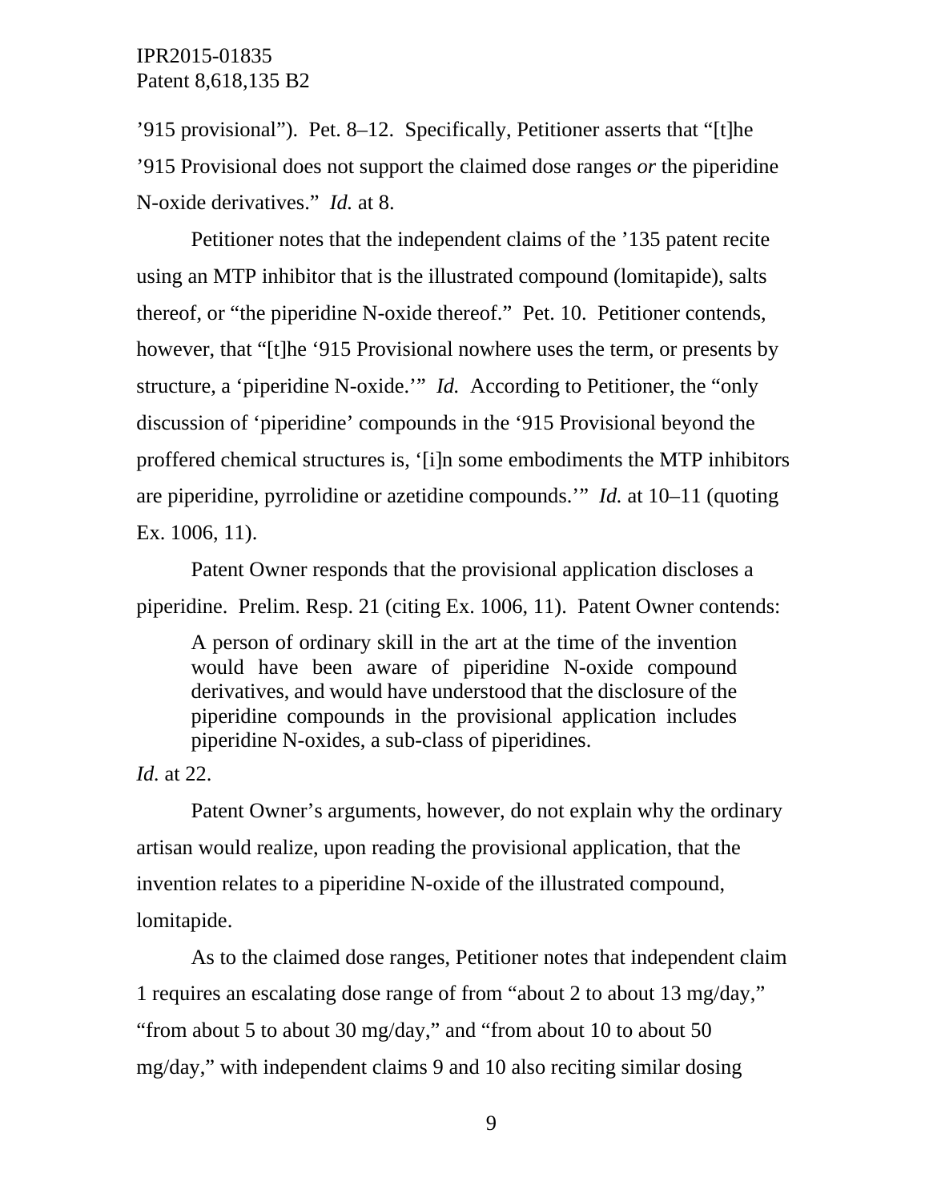’915 provisional”). Pet. 8–12. Specifically, Petitioner asserts that “[t]he ’915 Provisional does not support the claimed dose ranges *or* the piperidine N-oxide derivatives.” *Id.* at 8.

Petitioner notes that the independent claims of the ’135 patent recite using an MTP inhibitor that is the illustrated compound (lomitapide), salts thereof, or “the piperidine N-oxide thereof.” Pet. 10. Petitioner contends, however, that “[t]he ‘915 Provisional nowhere uses the term, or presents by structure, a ‘piperidine N-oxide.’” *Id.* According to Petitioner, the “only discussion of ‘piperidine’ compounds in the ‘915 Provisional beyond the proffered chemical structures is, ‘[i]n some embodiments the MTP inhibitors are piperidine, pyrrolidine or azetidine compounds.’” *Id.* at 10–11 (quoting Ex. 1006, 11).

Patent Owner responds that the provisional application discloses a piperidine. Prelim. Resp. 21 (citing Ex. 1006, 11). Patent Owner contends:

> A person of ordinary skill in the art at the time of the invention would have been aware of piperidine N-oxide compound derivatives, and would have understood that the disclosure of the piperidine compounds in the provisional application includes piperidine N-oxides, a sub-class of piperidines.

*Id.* at 22.

Patent Owner’s arguments, however, do not explain why the ordinary artisan would realize, upon reading the provisional application, that the invention relates to a piperidine N-oxide of the illustrated compound, lomitapide.

As to the claimed dose ranges, Petitioner notes that independent claim 1 requires an escalating dose range of from “about 2 to about 13 mg/day,” “from about 5 to about 30 mg/day,” and “from about 10 to about 50 mg/day,” with independent claims 9 and 10 also reciting similar dosing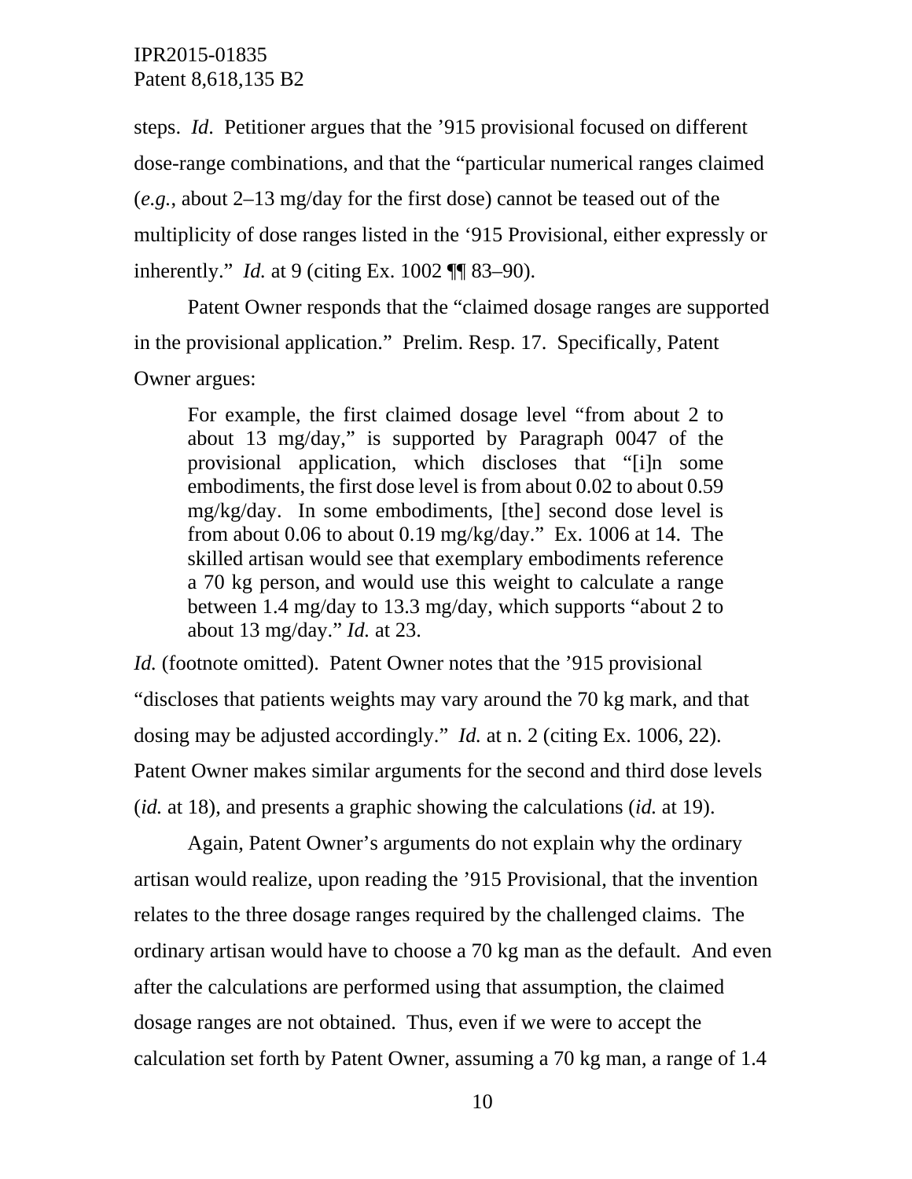steps. *Id*. Petitioner argues that the ’915 provisional focused on different dose-range combinations, and that the "particular numerical ranges claimed (*e.g.*, about 2–13 mg/day for the first dose) cannot be teased out of the multiplicity of dose ranges listed in the ‘915 Provisional, either expressly or inherently." *Id.* at 9 (citing Ex. 1002 ¶¶ 83–90).

Patent Owner responds that the "claimed dosage ranges are supported in the provisional application." Prelim. Resp. 17. Specifically, Patent Owner argues:

> For example, the first claimed dosage level "from about 2 to about 13 mg/day," is supported by Paragraph 0047 of the provisional application, which discloses that "[i]n some embodiments, the first dose level is from about 0.02 to about 0.59 mg/kg/day. In some embodiments, [the] second dose level is from about 0.06 to about 0.19 mg/kg/day." Ex. 1006 at 14. The skilled artisan would see that exemplary embodiments reference a 70 kg person, and would use this weight to calculate a range between 1.4 mg/day to 13.3 mg/day, which supports "about 2 to about 13 mg/day." *Id.* at 23.

*Id.* (footnote omitted). Patent Owner notes that the ’915 provisional "discloses that patients weights may vary around the 70 kg mark, and that dosing may be adjusted accordingly." *Id.* at n. 2 (citing Ex. 1006, 22). Patent Owner makes similar arguments for the second and third dose levels (*id.* at 18), and presents a graphic showing the calculations (*id.* at 19).

Again, Patent Owner's arguments do not explain why the ordinary artisan would realize, upon reading the ’915 Provisional, that the invention relates to the three dosage ranges required by the challenged claims. The ordinary artisan would have to choose a 70 kg man as the default. And even after the calculations are performed using that assumption, the claimed dosage ranges are not obtained. Thus, even if we were to accept the calculation set forth by Patent Owner, assuming a 70 kg man, a range of 1.4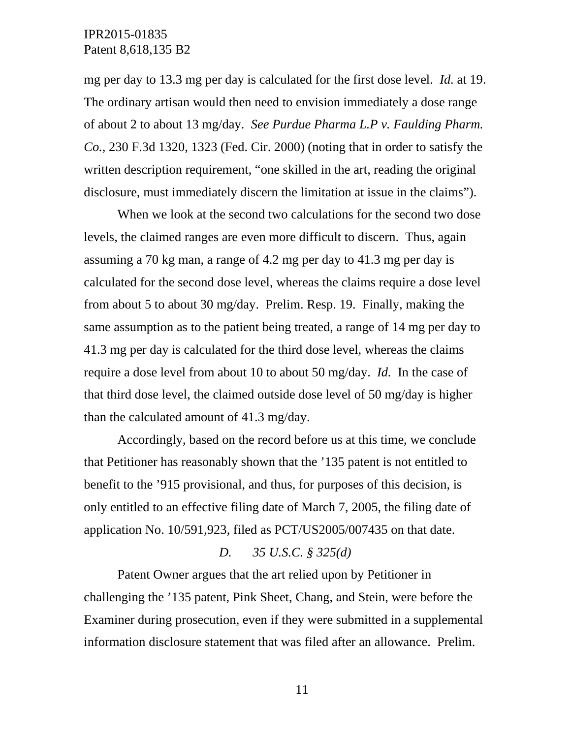mg per day to 13.3 mg per day is calculated for the first dose level. *Id.* at 19. The ordinary artisan would then need to envision immediately a dose range of about 2 to about 13 mg/day. *See Purdue Pharma L.P v. Faulding Pharm. Co.*, 230 F.3d 1320, 1323 (Fed. Cir. 2000) (noting that in order to satisfy the written description requirement, "one skilled in the art, reading the original disclosure, must immediately discern the limitation at issue in the claims").

When we look at the second two calculations for the second two dose levels, the claimed ranges are even more difficult to discern. Thus, again assuming a 70 kg man, a range of 4.2 mg per day to 41.3 mg per day is calculated for the second dose level, whereas the claims require a dose level from about 5 to about 30 mg/day. Prelim. Resp. 19. Finally, making the same assumption as to the patient being treated, a range of 14 mg per day to 41.3 mg per day is calculated for the third dose level, whereas the claims require a dose level from about 10 to about 50 mg/day. *Id.* In the case of that third dose level, the claimed outside dose level of 50 mg/day is higher than the calculated amount of 41.3 mg/day.

Accordingly, based on the record before us at this time, we conclude that Petitioner has reasonably shown that the '135 patent is not entitled to benefit to the '915 provisional, and thus, for purposes of this decision, is only entitled to an effective filing date of March 7, 2005, the filing date of application No. 10/591,923, filed as PCT/US2005/007435 on that date.

### *D. 35 U.S.C. § 325(d)*

Patent Owner argues that the art relied upon by Petitioner in challenging the '135 patent, Pink Sheet, Chang, and Stein, were before the Examiner during prosecution, even if they were submitted in a supplemental information disclosure statement that was filed after an allowance. Prelim.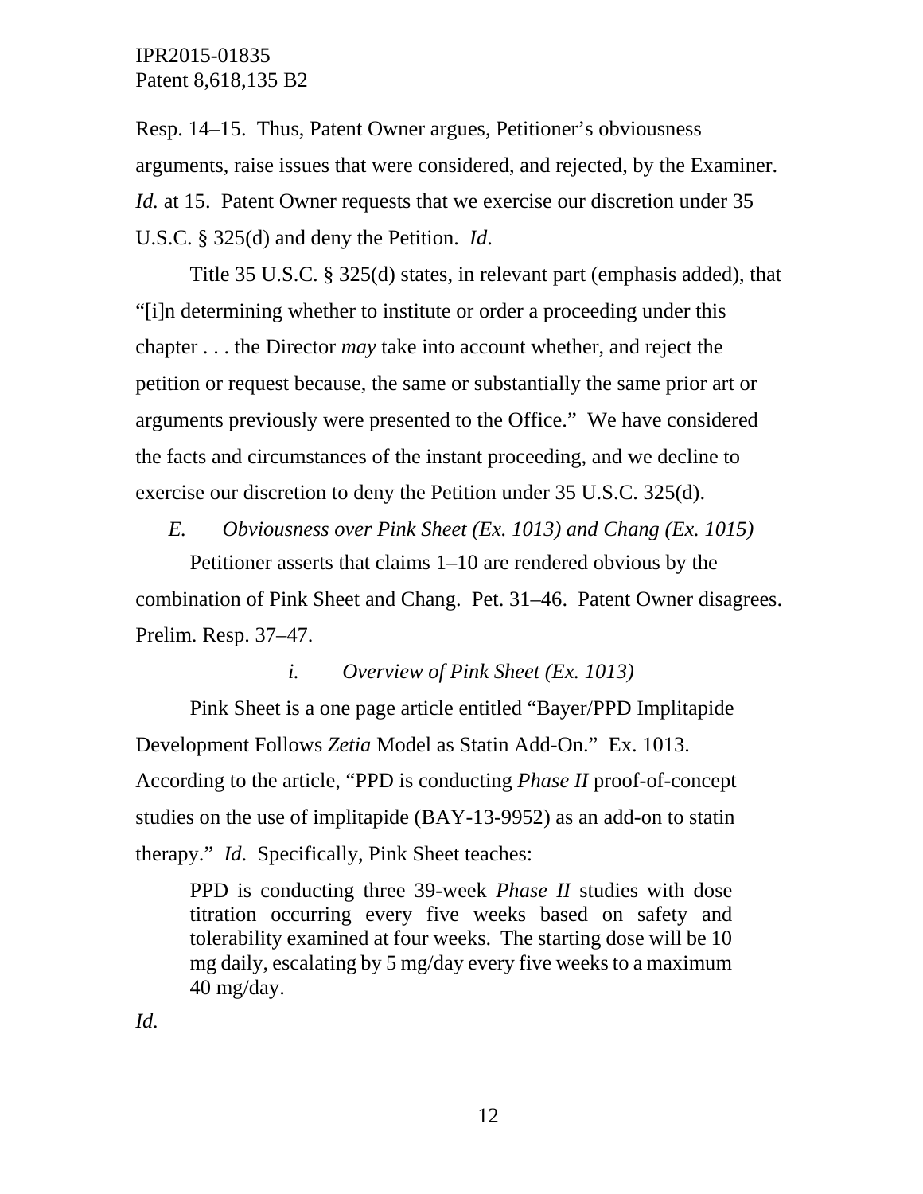Resp. 14–15. Thus, Patent Owner argues, Petitioner's obviousness arguments, raise issues that were considered, and rejected, by the Examiner. *Id.* at 15. Patent Owner requests that we exercise our discretion under 35 U.S.C. § 325(d) and deny the Petition. *Id*.

Title 35 U.S.C. § 325(d) states, in relevant part (emphasis added), that "[i]n determining whether to institute or order a proceeding under this chapter . . . the Director *may* take into account whether, and reject the petition or request because, the same or substantially the same prior art or arguments previously were presented to the Office." We have considered the facts and circumstances of the instant proceeding, and we decline to exercise our discretion to deny the Petition under 35 U.S.C. 325(d).

### *E. Obviousness over Pink Sheet (Ex. 1013) and Chang (Ex. 1015)*

Petitioner asserts that claims 1–10 are rendered obvious by the combination of Pink Sheet and Chang. Pet. 31–46. Patent Owner disagrees. Prelim. Resp. 37–47.

#### *i. Overview of Pink Sheet (Ex. 1013)*

Pink Sheet is a one page article entitled "Bayer/PPD Implitapide Development Follows *Zetia* Model as Statin Add-On." Ex. 1013. According to the article, "PPD is conducting *Phase II* proof-of-concept studies on the use of implitapide (BAY-13-9952) as an add-on to statin therapy." *Id*. Specifically, Pink Sheet teaches:

> PPD is conducting three 39-week *Phase II* studies with dose titration occurring every five weeks based on safety and tolerability examined at four weeks. The starting dose will be 10 mg daily, escalating by 5 mg/day every five weeks to a maximum 40 mg/day.

*Id.*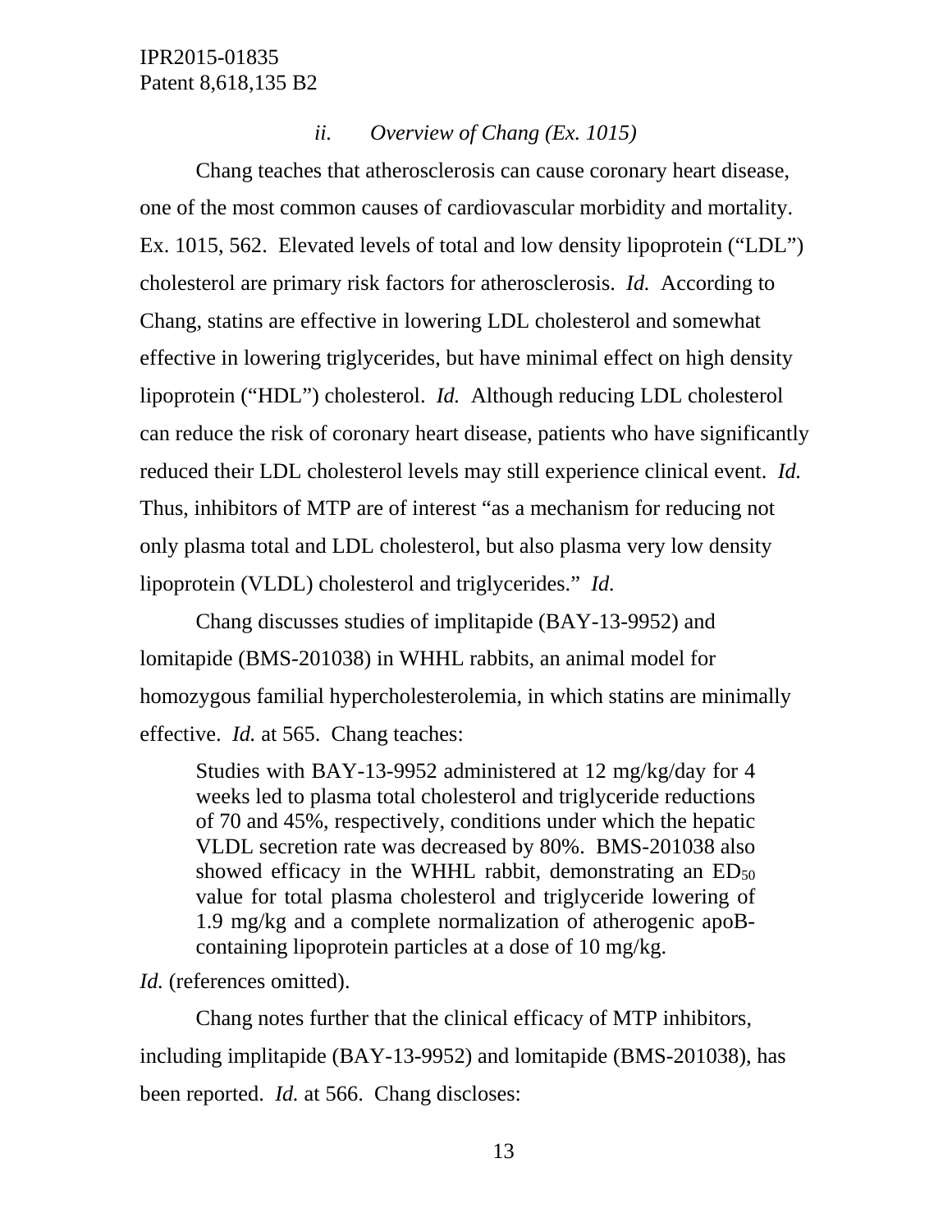### *ii. Overview of Chang (Ex. 1015)*

Chang teaches that atherosclerosis can cause coronary heart disease, one of the most common causes of cardiovascular morbidity and mortality. Ex. 1015, 562. Elevated levels of total and low density lipoprotein ("LDL") cholesterol are primary risk factors for atherosclerosis. *Id.* According to Chang, statins are effective in lowering LDL cholesterol and somewhat effective in lowering triglycerides, but have minimal effect on high density lipoprotein ("HDL") cholesterol. *Id.* Although reducing LDL cholesterol can reduce the risk of coronary heart disease, patients who have significantly reduced their LDL cholesterol levels may still experience clinical event. *Id.* Thus, inhibitors of MTP are of interest "as a mechanism for reducing not only plasma total and LDL cholesterol, but also plasma very low density lipoprotein (VLDL) cholesterol and triglycerides." *Id.*

Chang discusses studies of implitapide (BAY-13-9952) and lomitapide (BMS-201038) in WHHL rabbits, an animal model for homozygous familial hypercholesterolemia, in which statins are minimally effective. *Id.* at 565. Chang teaches:

> Studies with BAY-13-9952 administered at 12 mg/kg/day for 4 weeks led to plasma total cholesterol and triglyceride reductions of 70 and 45%, respectively, conditions under which the hepatic VLDL secretion rate was decreased by 80%. BMS-201038 also showed efficacy in the WHHL rabbit, demonstrating an $ED_{50}$ value for total plasma cholesterol and triglyceride lowering of 1.9 mg/kg and a complete normalization of atherogenic apoB-containing lipoprotein particles at a dose of 10 mg/kg.

*Id.* (references omitted).

Chang notes further that the clinical efficacy of MTP inhibitors, including implitapide (BAY-13-9952) and lomitapide (BMS-201038), has been reported. *Id.* at 566. Chang discloses: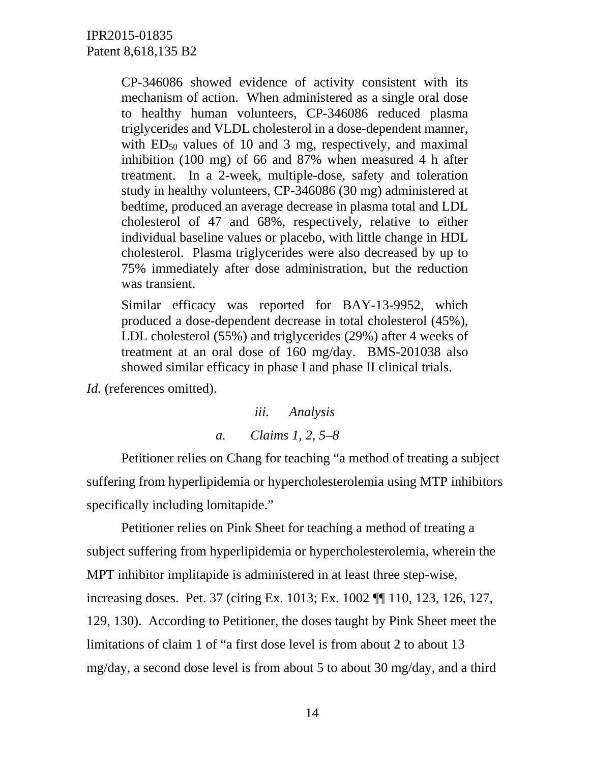> CP-346086 showed evidence of activity consistent with its mechanism of action. When administered as a single oral dose to healthy human volunteers, CP-346086 reduced plasma triglycerides and VLDL cholesterol in a dose-dependent manner, with $ED_{50}$ values of 10 and 3 mg, respectively, and maximal inhibition (100 mg) of 66 and 87% when measured 4 h after treatment. In a 2-week, multiple-dose, safety and toleration study in healthy volunteers, CP-346086 (30 mg) administered at bedtime, produced an average decrease in plasma total and LDL cholesterol of 47 and 68%, respectively, relative to either individual baseline values or placebo, with little change in HDL cholesterol. Plasma triglycerides were also decreased by up to 75% immediately after dose administration, but the reduction was transient.
>
> Similar efficacy was reported for BAY-13-9952, which produced a dose-dependent decrease in total cholesterol (45%), LDL cholesterol (55%) and triglycerides (29%) after 4 weeks of treatment at an oral dose of 160 mg/day. BMS-201038 also showed similar efficacy in phase I and phase II clinical trials.

*Id.* (references omitted).

*iii. Analysis*

*a. Claims 1, 2, 5–8*

Petitioner relies on Chang for teaching "a method of treating a subject suffering from hyperlipidemia or hypercholesterolemia using MTP inhibitors specifically including lomitapide."

Petitioner relies on Pink Sheet for teaching a method of treating a subject suffering from hyperlipidemia or hypercholesterolemia, wherein the MPT inhibitor implitapide is administered in at least three step-wise, increasing doses. Pet. 37 (citing Ex. 1013; Ex. 1002 ¶¶ 110, 123, 126, 127, 129, 130). According to Petitioner, the doses taught by Pink Sheet meet the limitations of claim 1 of "a first dose level is from about 2 to about 13 mg/day, a second dose level is from about 5 to about 30 mg/day, and a third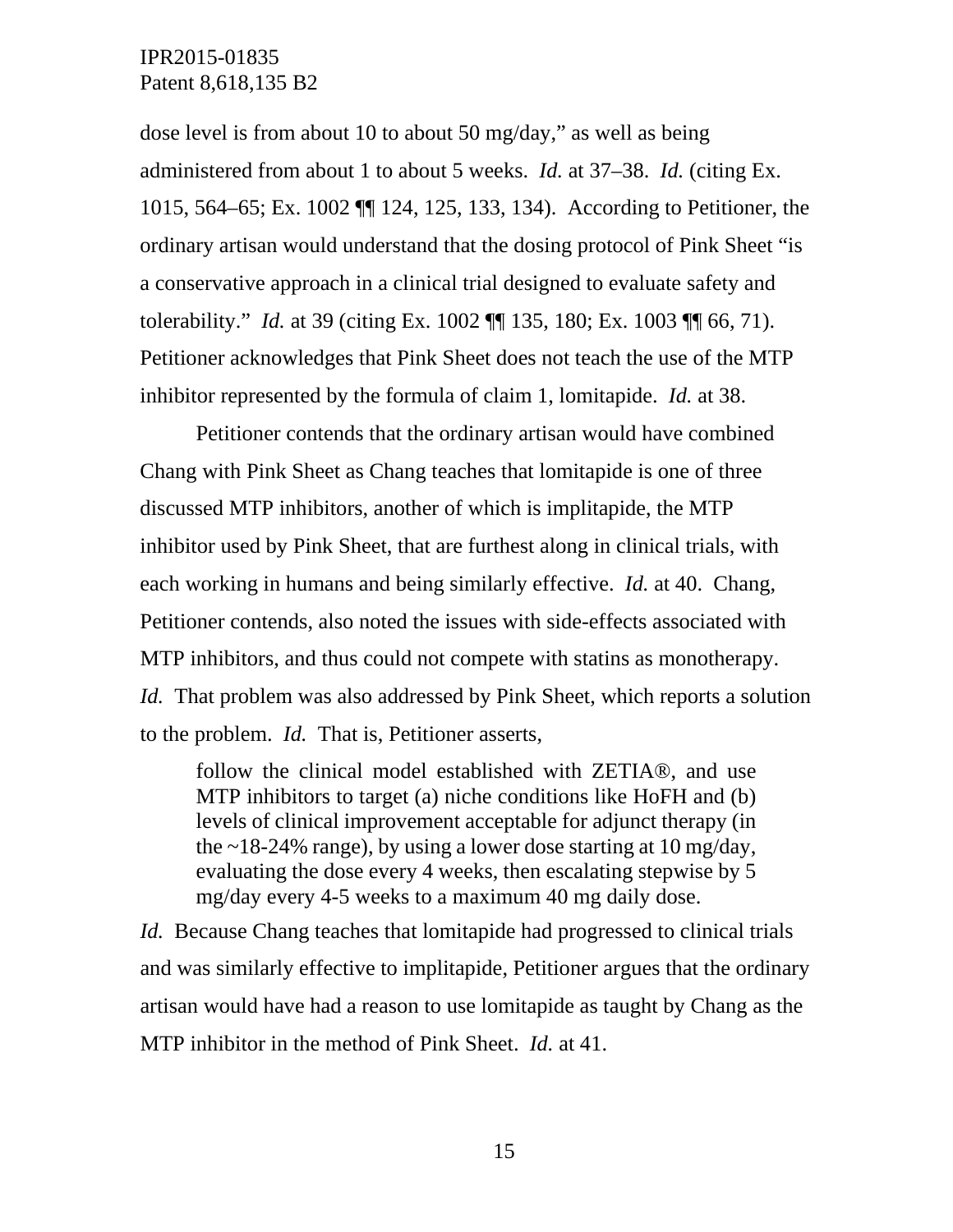dose level is from about 10 to about 50 mg/day," as well as being administered from about 1 to about 5 weeks. *Id.* at 37–38. *Id.* (citing Ex. 1015, 564–65; Ex. 1002 ¶¶ 124, 125, 133, 134). According to Petitioner, the ordinary artisan would understand that the dosing protocol of Pink Sheet "is a conservative approach in a clinical trial designed to evaluate safety and tolerability." *Id.* at 39 (citing Ex. 1002 ¶¶ 135, 180; Ex. 1003 ¶¶ 66, 71). Petitioner acknowledges that Pink Sheet does not teach the use of the MTP inhibitor represented by the formula of claim 1, lomitapide. *Id.* at 38.

Petitioner contends that the ordinary artisan would have combined Chang with Pink Sheet as Chang teaches that lomitapide is one of three discussed MTP inhibitors, another of which is implitapide, the MTP inhibitor used by Pink Sheet, that are furthest along in clinical trials, with each working in humans and being similarly effective. *Id.* at 40. Chang, Petitioner contends, also noted the issues with side-effects associated with MTP inhibitors, and thus could not compete with statins as monotherapy. *Id.* That problem was also addressed by Pink Sheet, which reports a solution to the problem. *Id.* That is, Petitioner asserts,

> follow the clinical model established with ZETIA®, and use MTP inhibitors to target (a) niche conditions like HoFH and (b) levels of clinical improvement acceptable for adjunct therapy (in the ~18-24% range), by using a lower dose starting at 10 mg/day, evaluating the dose every 4 weeks, then escalating stepwise by 5 mg/day every 4-5 weeks to a maximum 40 mg daily dose.

*Id.* Because Chang teaches that lomitapide had progressed to clinical trials and was similarly effective to implitapide, Petitioner argues that the ordinary artisan would have had a reason to use lomitapide as taught by Chang as the MTP inhibitor in the method of Pink Sheet. *Id.* at 41.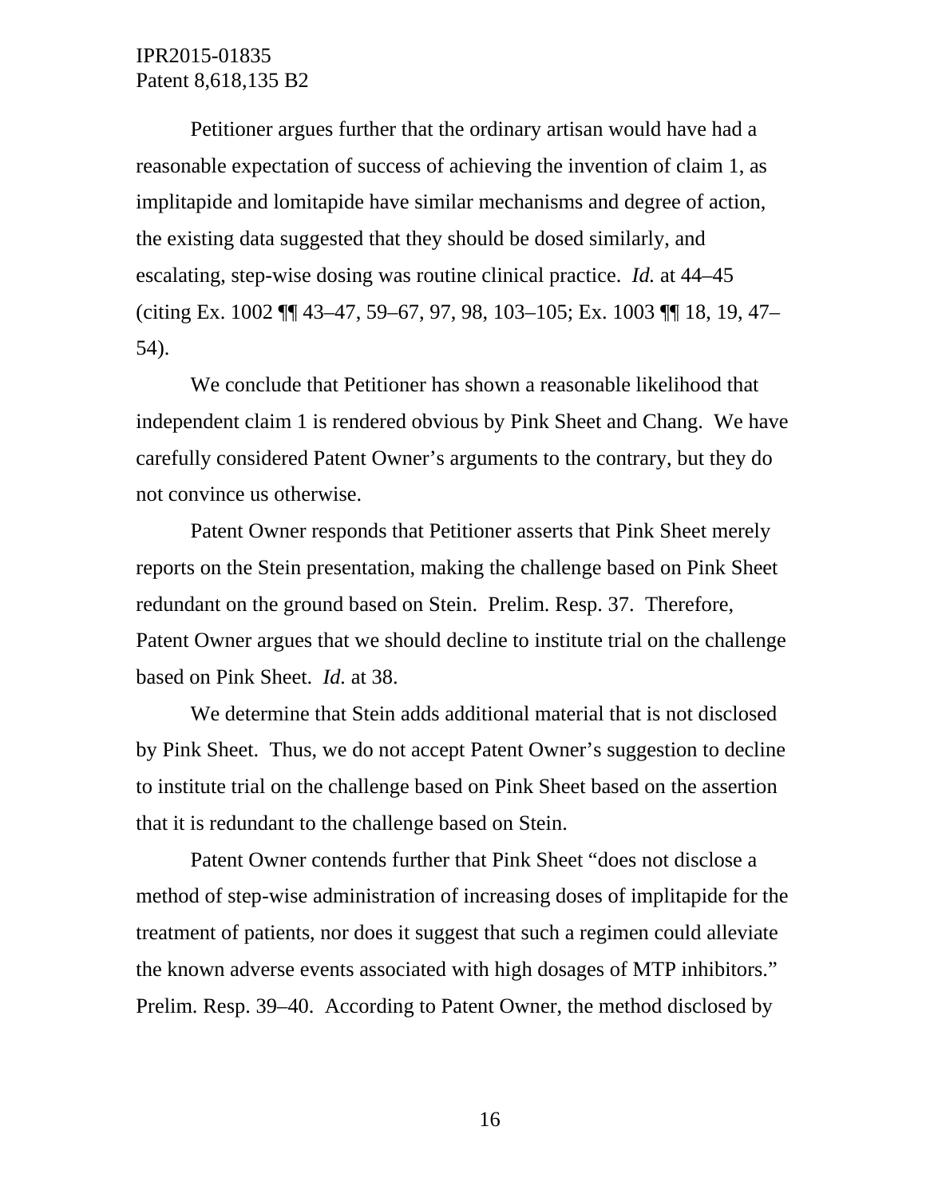Petitioner argues further that the ordinary artisan would have had a reasonable expectation of success of achieving the invention of claim 1, as implitapide and lomitapide have similar mechanisms and degree of action, the existing data suggested that they should be dosed similarly, and escalating, step-wise dosing was routine clinical practice. *Id.* at 44–45 (citing Ex. 1002 ¶¶ 43–47, 59–67, 97, 98, 103–105; Ex. 1003 ¶¶ 18, 19, 47–54).

We conclude that Petitioner has shown a reasonable likelihood that independent claim 1 is rendered obvious by Pink Sheet and Chang. We have carefully considered Patent Owner's arguments to the contrary, but they do not convince us otherwise.

Patent Owner responds that Petitioner asserts that Pink Sheet merely reports on the Stein presentation, making the challenge based on Pink Sheet redundant on the ground based on Stein. Prelim. Resp. 37. Therefore, Patent Owner argues that we should decline to institute trial on the challenge based on Pink Sheet. *Id.* at 38.

We determine that Stein adds additional material that is not disclosed by Pink Sheet. Thus, we do not accept Patent Owner's suggestion to decline to institute trial on the challenge based on Pink Sheet based on the assertion that it is redundant to the challenge based on Stein.

Patent Owner contends further that Pink Sheet "does not disclose a method of step-wise administration of increasing doses of implitapide for the treatment of patients, nor does it suggest that such a regimen could alleviate the known adverse events associated with high dosages of MTP inhibitors." Prelim. Resp. 39–40. According to Patent Owner, the method disclosed by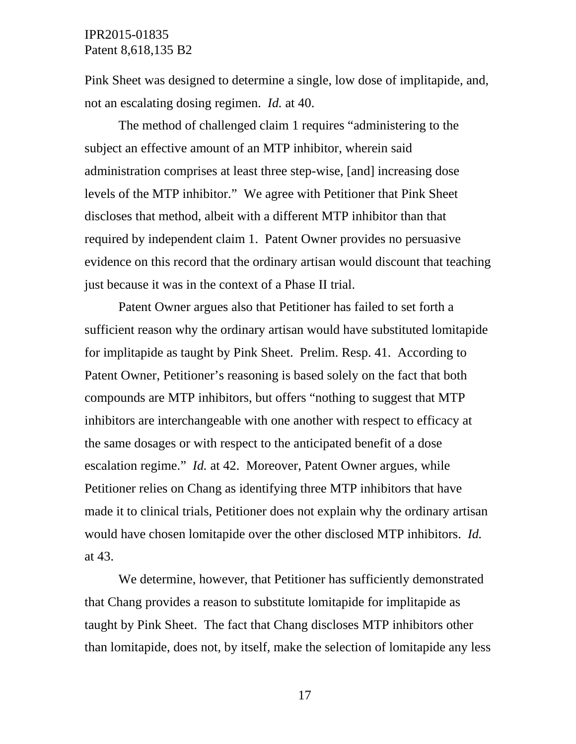Pink Sheet was designed to determine a single, low dose of implitapide, and, not an escalating dosing regimen. *Id.* at 40.

The method of challenged claim 1 requires "administering to the subject an effective amount of an MTP inhibitor, wherein said administration comprises at least three step-wise, [and] increasing dose levels of the MTP inhibitor." We agree with Petitioner that Pink Sheet discloses that method, albeit with a different MTP inhibitor than that required by independent claim 1. Patent Owner provides no persuasive evidence on this record that the ordinary artisan would discount that teaching just because it was in the context of a Phase II trial.

Patent Owner argues also that Petitioner has failed to set forth a sufficient reason why the ordinary artisan would have substituted lomitapide for implitapide as taught by Pink Sheet. Prelim. Resp. 41. According to Patent Owner, Petitioner's reasoning is based solely on the fact that both compounds are MTP inhibitors, but offers "nothing to suggest that MTP inhibitors are interchangeable with one another with respect to efficacy at the same dosages or with respect to the anticipated benefit of a dose escalation regime." *Id.* at 42. Moreover, Patent Owner argues, while Petitioner relies on Chang as identifying three MTP inhibitors that have made it to clinical trials, Petitioner does not explain why the ordinary artisan would have chosen lomitapide over the other disclosed MTP inhibitors. *Id.* at 43.

We determine, however, that Petitioner has sufficiently demonstrated that Chang provides a reason to substitute lomitapide for implitapide as taught by Pink Sheet. The fact that Chang discloses MTP inhibitors other than lomitapide, does not, by itself, make the selection of lomitapide any less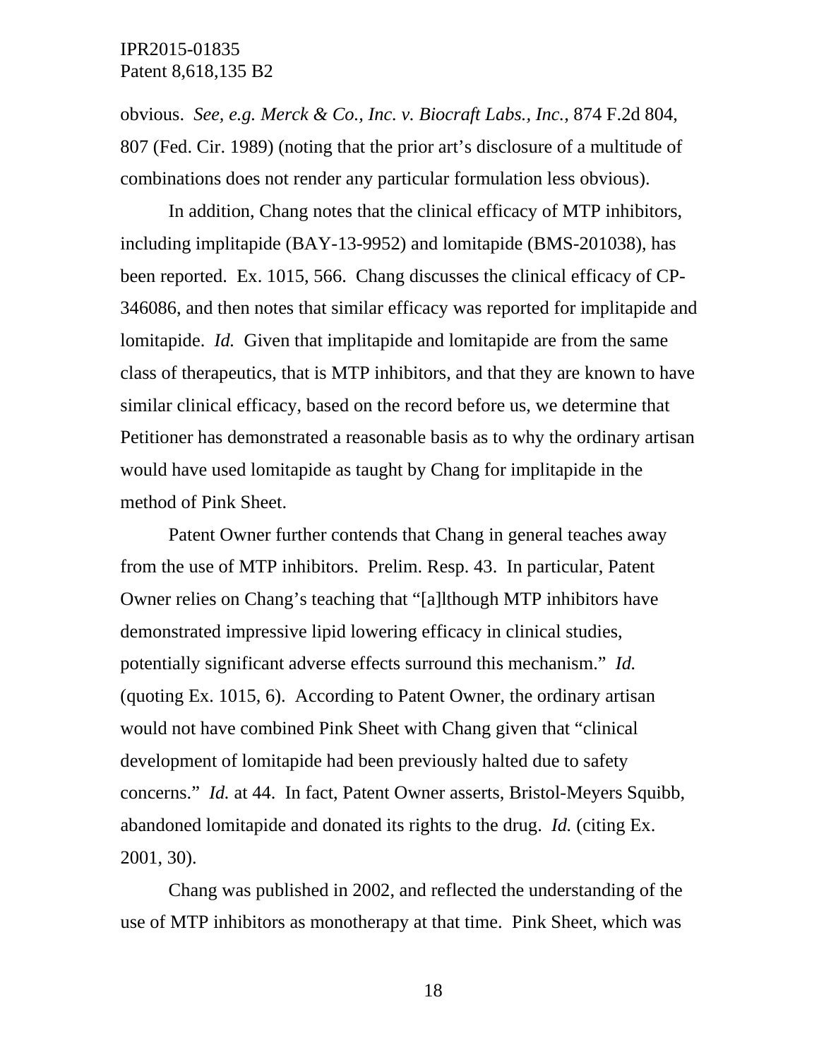obvious. *See, e.g. Merck & Co., Inc. v. Biocraft Labs., Inc.*, 874 F.2d 804, 807 (Fed. Cir. 1989) (noting that the prior art's disclosure of a multitude of combinations does not render any particular formulation less obvious).

In addition, Chang notes that the clinical efficacy of MTP inhibitors, including implitapide (BAY-13-9952) and lomitapide (BMS-201038), has been reported. Ex. 1015, 566. Chang discusses the clinical efficacy of CP-346086, and then notes that similar efficacy was reported for implitapide and lomitapide. *Id.* Given that implitapide and lomitapide are from the same class of therapeutics, that is MTP inhibitors, and that they are known to have similar clinical efficacy, based on the record before us, we determine that Petitioner has demonstrated a reasonable basis as to why the ordinary artisan would have used lomitapide as taught by Chang for implitapide in the method of Pink Sheet.

Patent Owner further contends that Chang in general teaches away from the use of MTP inhibitors. Prelim. Resp. 43. In particular, Patent Owner relies on Chang's teaching that "[a]lthough MTP inhibitors have demonstrated impressive lipid lowering efficacy in clinical studies, potentially significant adverse effects surround this mechanism." *Id.* (quoting Ex. 1015, 6). According to Patent Owner, the ordinary artisan would not have combined Pink Sheet with Chang given that "clinical development of lomitapide had been previously halted due to safety concerns." *Id.* at 44. In fact, Patent Owner asserts, Bristol-Meyers Squibb, abandoned lomitapide and donated its rights to the drug. *Id.* (citing Ex. 2001, 30).

Chang was published in 2002, and reflected the understanding of the use of MTP inhibitors as monotherapy at that time. Pink Sheet, which was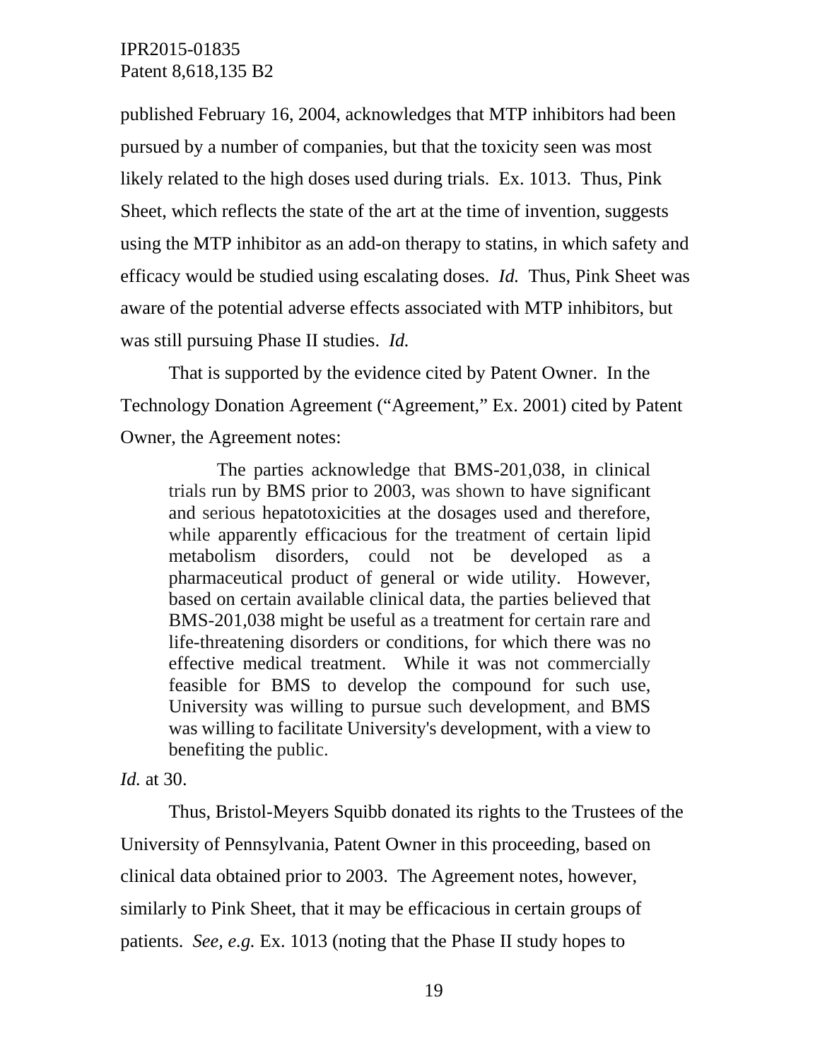published February 16, 2004, acknowledges that MTP inhibitors had been pursued by a number of companies, but that the toxicity seen was most likely related to the high doses used during trials. Ex. 1013. Thus, Pink Sheet, which reflects the state of the art at the time of invention, suggests using the MTP inhibitor as an add-on therapy to statins, in which safety and efficacy would be studied using escalating doses. *Id.* Thus, Pink Sheet was aware of the potential adverse effects associated with MTP inhibitors, but was still pursuing Phase II studies. *Id.*

That is supported by the evidence cited by Patent Owner. In the Technology Donation Agreement ("Agreement," Ex. 2001) cited by Patent Owner, the Agreement notes:

> The parties acknowledge that BMS-201,038, in clinical trials run by BMS prior to 2003, was shown to have significant and serious hepatotoxicities at the dosages used and therefore, while apparently efficacious for the treatment of certain lipid metabolism disorders, could not be developed as a pharmaceutical product of general or wide utility. However, based on certain available clinical data, the parties believed that BMS-201,038 might be useful as a treatment for certain rare and life-threatening disorders or conditions, for which there was no effective medical treatment. While it was not commercially feasible for BMS to develop the compound for such use, University was willing to pursue such development, and BMS was willing to facilitate University's development, with a view to benefiting the public.

*Id.* at 30.

Thus, Bristol-Meyers Squibb donated its rights to the Trustees of the University of Pennsylvania, Patent Owner in this proceeding, based on clinical data obtained prior to 2003. The Agreement notes, however, similarly to Pink Sheet, that it may be efficacious in certain groups of patients. *See, e.g.* Ex. 1013 (noting that the Phase II study hopes to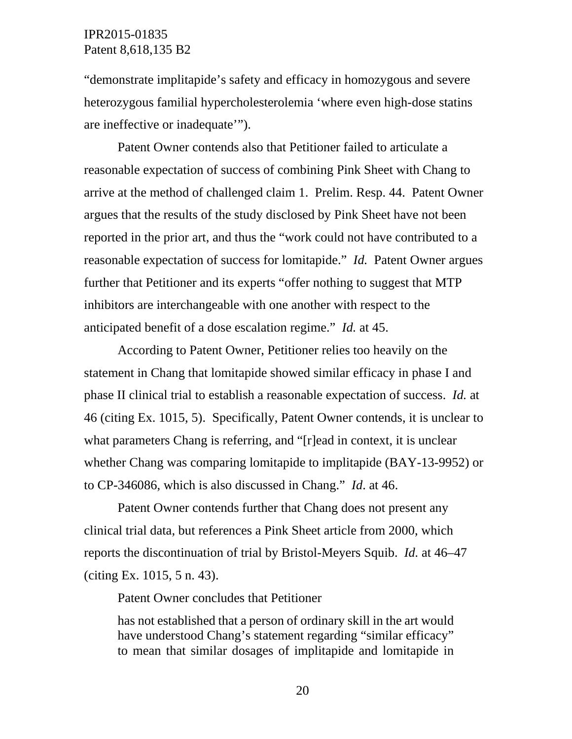"demonstrate implitapide's safety and efficacy in homozygous and severe heterozygous familial hypercholesterolemia 'where even high-dose statins are ineffective or inadequate'").

Patent Owner contends also that Petitioner failed to articulate a reasonable expectation of success of combining Pink Sheet with Chang to arrive at the method of challenged claim 1. Prelim. Resp. 44. Patent Owner argues that the results of the study disclosed by Pink Sheet have not been reported in the prior art, and thus the "work could not have contributed to a reasonable expectation of success for lomitapide." *Id.* Patent Owner argues further that Petitioner and its experts "offer nothing to suggest that MTP inhibitors are interchangeable with one another with respect to the anticipated benefit of a dose escalation regime." *Id.* at 45.

According to Patent Owner, Petitioner relies too heavily on the statement in Chang that lomitapide showed similar efficacy in phase I and phase II clinical trial to establish a reasonable expectation of success. *Id.* at 46 (citing Ex. 1015, 5). Specifically, Patent Owner contends, it is unclear to what parameters Chang is referring, and "[r]ead in context, it is unclear whether Chang was comparing lomitapide to implitapide (BAY-13-9952) or to CP-346086, which is also discussed in Chang." *Id*. at 46.

Patent Owner contends further that Chang does not present any clinical trial data, but references a Pink Sheet article from 2000, which reports the discontinuation of trial by Bristol-Meyers Squib. *Id.* at 46–47 (citing Ex. 1015, 5 n. 43).

Patent Owner concludes that Petitioner

> has not established that a person of ordinary skill in the art would have understood Chang's statement regarding "similar efficacy" to mean that similar dosages of implitapide and lomitapide in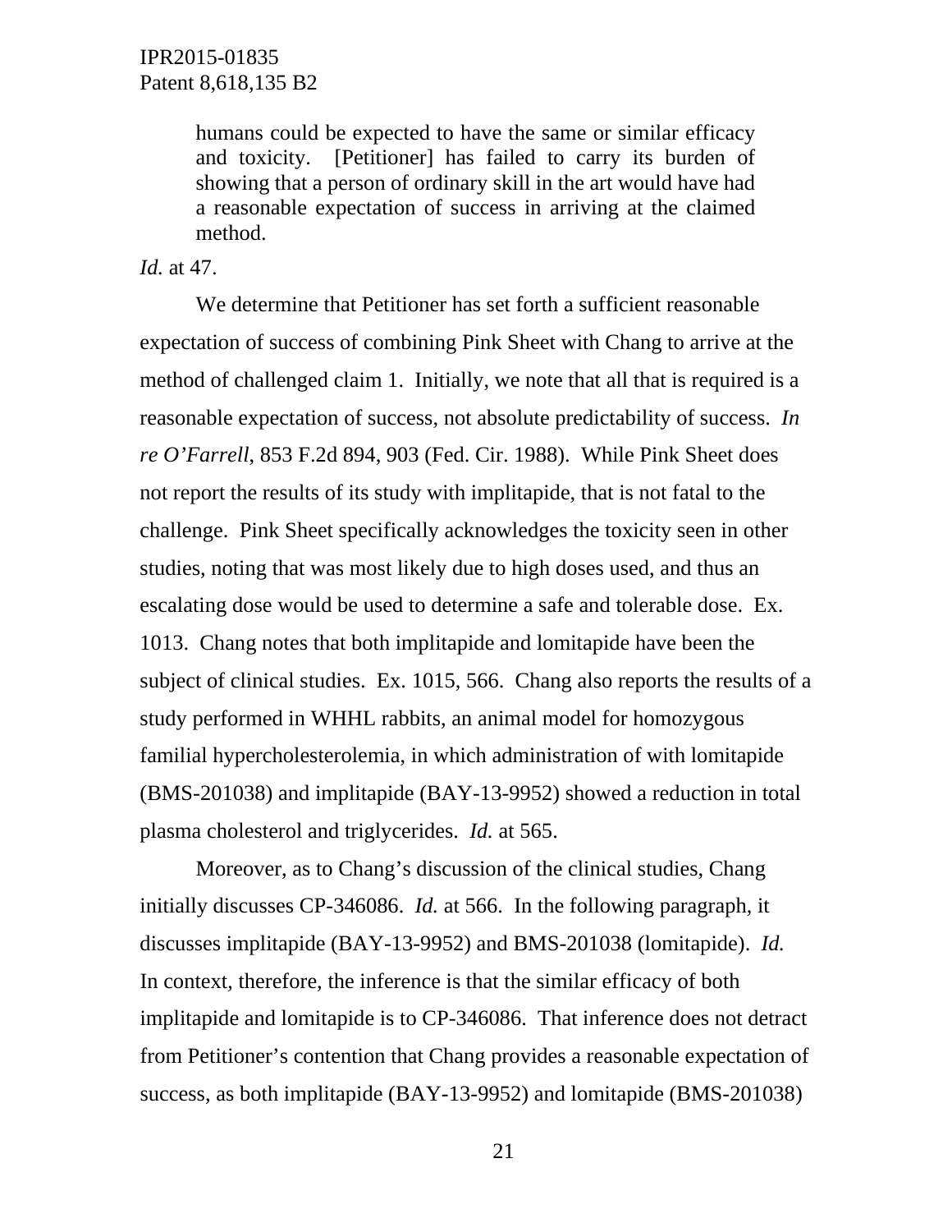> humans could be expected to have the same or similar efficacy and toxicity. [Petitioner] has failed to carry its burden of showing that a person of ordinary skill in the art would have had a reasonable expectation of success in arriving at the claimed method.

*Id.* at 47.

We determine that Petitioner has set forth a sufficient reasonable expectation of success of combining Pink Sheet with Chang to arrive at the method of challenged claim 1. Initially, we note that all that is required is a reasonable expectation of success, not absolute predictability of success. *In re O'Farrell*, 853 F.2d 894, 903 (Fed. Cir. 1988). While Pink Sheet does not report the results of its study with implitapide, that is not fatal to the challenge. Pink Sheet specifically acknowledges the toxicity seen in other studies, noting that was most likely due to high doses used, and thus an escalating dose would be used to determine a safe and tolerable dose. Ex. 1013. Chang notes that both implitapide and lomitapide have been the subject of clinical studies. Ex. 1015, 566. Chang also reports the results of a study performed in WHHL rabbits, an animal model for homozygous familial hypercholesterolemia, in which administration of with lomitapide (BMS-201038) and implitapide (BAY-13-9952) showed a reduction in total plasma cholesterol and triglycerides. *Id.* at 565.

Moreover, as to Chang's discussion of the clinical studies, Chang initially discusses CP-346086. *Id.* at 566. In the following paragraph, it discusses implitapide (BAY-13-9952) and BMS-201038 (lomitapide). *Id.* In context, therefore, the inference is that the similar efficacy of both implitapide and lomitapide is to CP-346086. That inference does not detract from Petitioner's contention that Chang provides a reasonable expectation of success, as both implitapide (BAY-13-9952) and lomitapide (BMS-201038)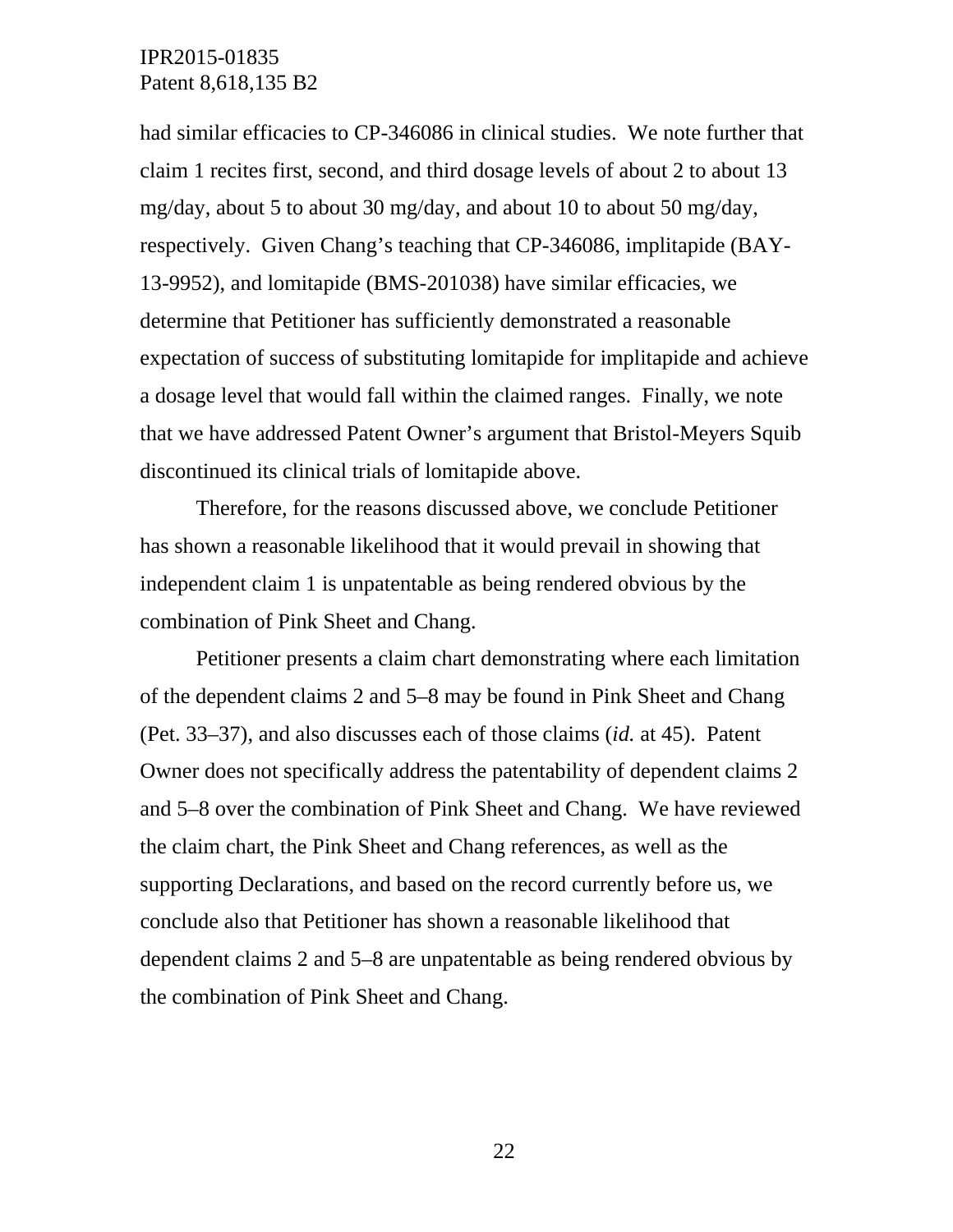had similar efficacies to CP-346086 in clinical studies. We note further that claim 1 recites first, second, and third dosage levels of about 2 to about 13 mg/day, about 5 to about 30 mg/day, and about 10 to about 50 mg/day, respectively. Given Chang's teaching that CP-346086, implitapide (BAY-13-9952), and lomitapide (BMS-201038) have similar efficacies, we determine that Petitioner has sufficiently demonstrated a reasonable expectation of success of substituting lomitapide for implitapide and achieve a dosage level that would fall within the claimed ranges. Finally, we note that we have addressed Patent Owner's argument that Bristol-Meyers Squib discontinued its clinical trials of lomitapide above.

Therefore, for the reasons discussed above, we conclude Petitioner has shown a reasonable likelihood that it would prevail in showing that independent claim 1 is unpatentable as being rendered obvious by the combination of Pink Sheet and Chang.

Petitioner presents a claim chart demonstrating where each limitation of the dependent claims 2 and 5–8 may be found in Pink Sheet and Chang (Pet. 33–37), and also discusses each of those claims (*id.* at 45). Patent Owner does not specifically address the patentability of dependent claims 2 and 5–8 over the combination of Pink Sheet and Chang. We have reviewed the claim chart, the Pink Sheet and Chang references, as well as the supporting Declarations, and based on the record currently before us, we conclude also that Petitioner has shown a reasonable likelihood that dependent claims 2 and 5–8 are unpatentable as being rendered obvious by the combination of Pink Sheet and Chang.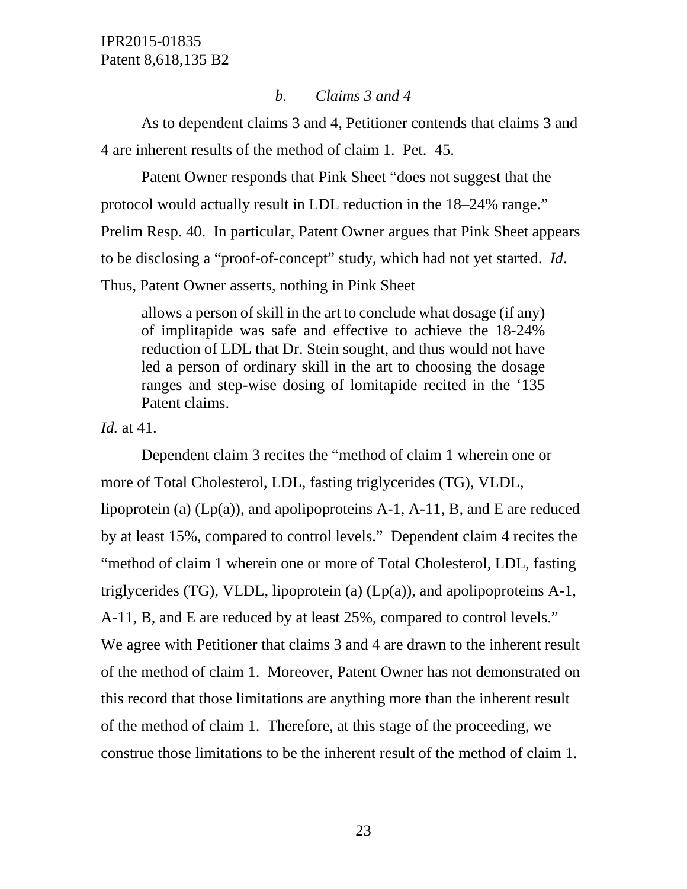### *b. Claims 3 and 4*

As to dependent claims 3 and 4, Petitioner contends that claims 3 and 4 are inherent results of the method of claim 1. Pet. 45.

Patent Owner responds that Pink Sheet "does not suggest that the protocol would actually result in LDL reduction in the 18–24% range." Prelim Resp. 40. In particular, Patent Owner argues that Pink Sheet appears to be disclosing a "proof-of-concept" study, which had not yet started. *Id*. Thus, Patent Owner asserts, nothing in Pink Sheet

> allows a person of skill in the art to conclude what dosage (if any) of implitapide was safe and effective to achieve the 18-24% reduction of LDL that Dr. Stein sought, and thus would not have led a person of ordinary skill in the art to choosing the dosage ranges and step-wise dosing of lomitapide recited in the '135 Patent claims.

*Id.* at 41.

Dependent claim 3 recites the "method of claim 1 wherein one or more of Total Cholesterol, LDL, fasting triglycerides (TG), VLDL, lipoprotein (a) (Lp(a)), and apolipoproteins A-1, A-11, B, and E are reduced by at least 15%, compared to control levels." Dependent claim 4 recites the "method of claim 1 wherein one or more of Total Cholesterol, LDL, fasting triglycerides (TG), VLDL, lipoprotein (a) (Lp(a)), and apolipoproteins A-1, A-11, B, and E are reduced by at least 25%, compared to control levels." We agree with Petitioner that claims 3 and 4 are drawn to the inherent result of the method of claim 1. Moreover, Patent Owner has not demonstrated on this record that those limitations are anything more than the inherent result of the method of claim 1. Therefore, at this stage of the proceeding, we construe those limitations to be the inherent result of the method of claim 1.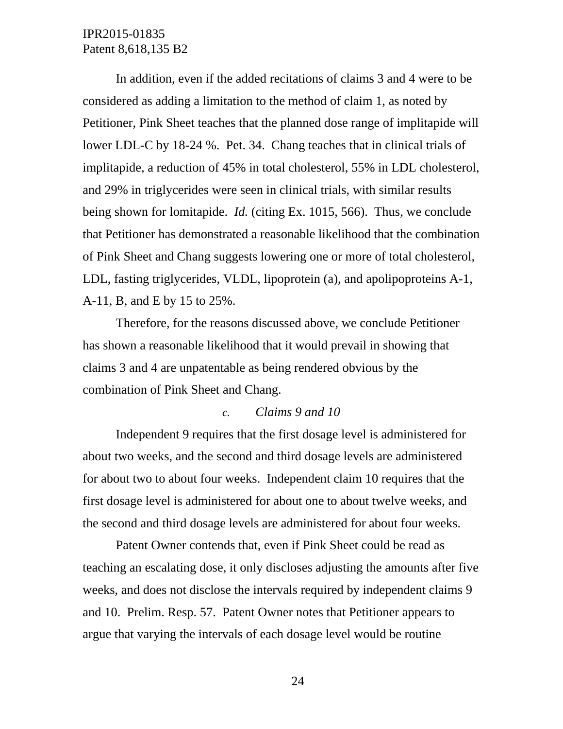In addition, even if the added recitations of claims 3 and 4 were to be considered as adding a limitation to the method of claim 1, as noted by Petitioner, Pink Sheet teaches that the planned dose range of implitapide will lower LDL-C by 18-24 %. Pet. 34. Chang teaches that in clinical trials of implitapide, a reduction of 45% in total cholesterol, 55% in LDL cholesterol, and 29% in triglycerides were seen in clinical trials, with similar results being shown for lomitapide. *Id.* (citing Ex. 1015, 566). Thus, we conclude that Petitioner has demonstrated a reasonable likelihood that the combination of Pink Sheet and Chang suggests lowering one or more of total cholesterol, LDL, fasting triglycerides, VLDL, lipoprotein (a), and apolipoproteins A-1, A-11, B, and E by 15 to 25%.

Therefore, for the reasons discussed above, we conclude Petitioner has shown a reasonable likelihood that it would prevail in showing that claims 3 and 4 are unpatentable as being rendered obvious by the combination of Pink Sheet and Chang.

#### *c. Claims 9 and 10*

Independent 9 requires that the first dosage level is administered for about two weeks, and the second and third dosage levels are administered for about two to about four weeks. Independent claim 10 requires that the first dosage level is administered for about one to about twelve weeks, and the second and third dosage levels are administered for about four weeks.

Patent Owner contends that, even if Pink Sheet could be read as teaching an escalating dose, it only discloses adjusting the amounts after five weeks, and does not disclose the intervals required by independent claims 9 and 10. Prelim. Resp. 57. Patent Owner notes that Petitioner appears to argue that varying the intervals of each dosage level would be routine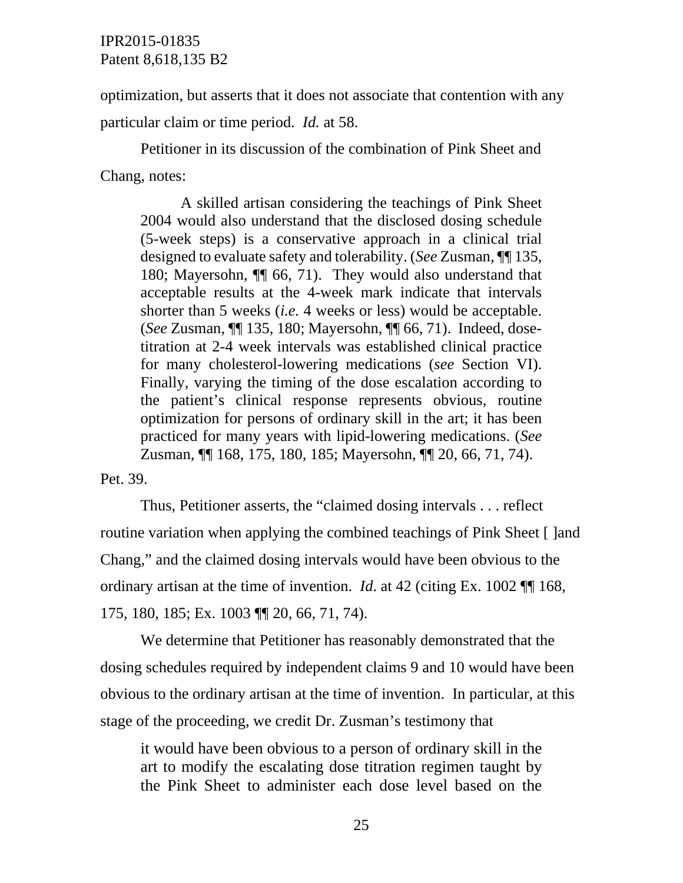optimization, but asserts that it does not associate that contention with any particular claim or time period. *Id.* at 58.

Petitioner in its discussion of the combination of Pink Sheet and Chang, notes:

> A skilled artisan considering the teachings of Pink Sheet 2004 would also understand that the disclosed dosing schedule (5-week steps) is a conservative approach in a clinical trial designed to evaluate safety and tolerability. (*See* Zusman, ¶¶ 135, 180; Mayersohn, ¶¶ 66, 71). They would also understand that acceptable results at the 4-week mark indicate that intervals shorter than 5 weeks (*i.e.* 4 weeks or less) would be acceptable. (*See* Zusman, ¶¶ 135, 180; Mayersohn, ¶¶ 66, 71). Indeed, dose-titration at 2-4 week intervals was established clinical practice for many cholesterol-lowering medications (*see* Section VI). Finally, varying the timing of the dose escalation according to the patient's clinical response represents obvious, routine optimization for persons of ordinary skill in the art; it has been practiced for many years with lipid-lowering medications. (*See* Zusman, ¶¶ 168, 175, 180, 185; Mayersohn, ¶¶ 20, 66, 71, 74).

Pet. 39.

Thus, Petitioner asserts, the "claimed dosing intervals . . . reflect routine variation when applying the combined teachings of Pink Sheet [ ]and Chang," and the claimed dosing intervals would have been obvious to the ordinary artisan at the time of invention. *Id*. at 42 (citing Ex. 1002 ¶¶ 168, 175, 180, 185; Ex. 1003 ¶¶ 20, 66, 71, 74).

We determine that Petitioner has reasonably demonstrated that the dosing schedules required by independent claims 9 and 10 would have been obvious to the ordinary artisan at the time of invention. In particular, at this stage of the proceeding, we credit Dr. Zusman's testimony that

> it would have been obvious to a person of ordinary skill in the art to modify the escalating dose titration regimen taught by the Pink Sheet to administer each dose level based on the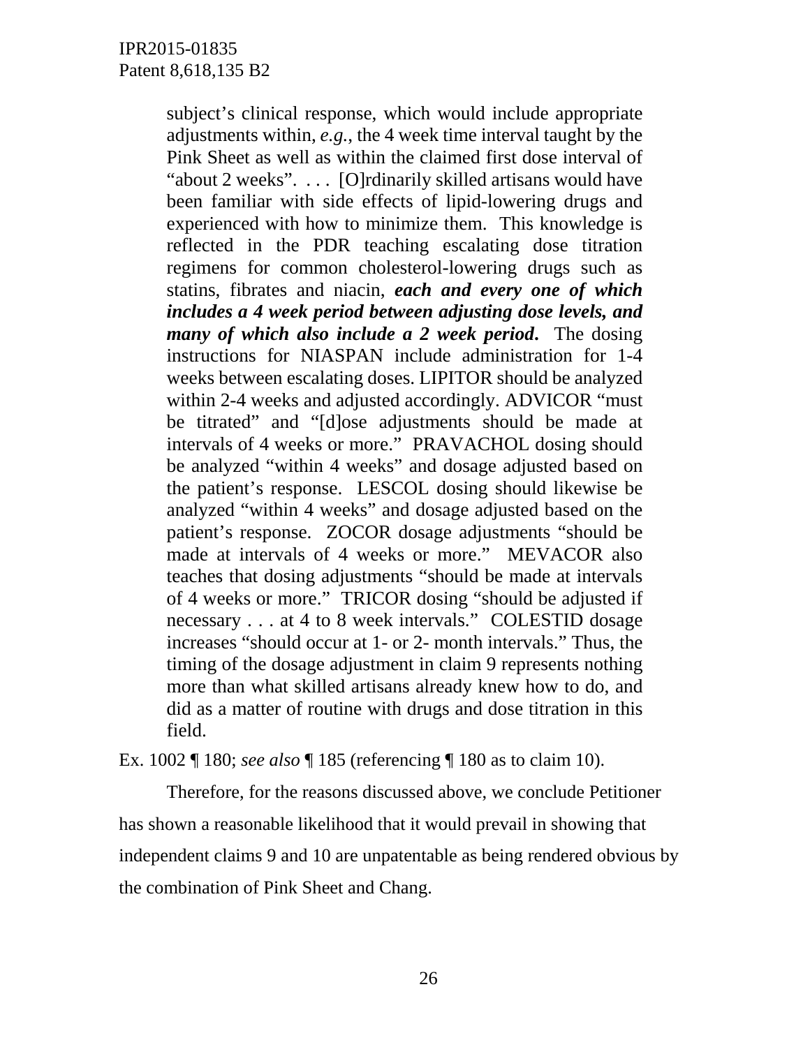> subject's clinical response, which would include appropriate adjustments within, *e.g.*, the 4 week time interval taught by the Pink Sheet as well as within the claimed first dose interval of "about 2 weeks". . . . [O]rdinarily skilled artisans would have been familiar with side effects of lipid-lowering drugs and experienced with how to minimize them. This knowledge is reflected in the PDR teaching escalating dose titration regimens for common cholesterol-lowering drugs such as statins, fibrates and niacin, ***each and every one of which includes a 4 week period between adjusting dose levels, and many of which also include a 2 week period***. The dosing instructions for NIASPAN include administration for 1-4 weeks between escalating doses. LIPITOR should be analyzed within 2-4 weeks and adjusted accordingly. ADVICOR "must be titrated" and "[d]ose adjustments should be made at intervals of 4 weeks or more." PRAVACHOL dosing should be analyzed "within 4 weeks" and dosage adjusted based on the patient's response. LESCOL dosing should likewise be analyzed "within 4 weeks" and dosage adjusted based on the patient's response. ZOCOR dosage adjustments "should be made at intervals of 4 weeks or more." MEVACOR also teaches that dosing adjustments "should be made at intervals of 4 weeks or more." TRICOR dosing "should be adjusted if necessary . . . at 4 to 8 week intervals." COLESTID dosage increases "should occur at 1- or 2- month intervals." Thus, the timing of the dosage adjustment in claim 9 represents nothing more than what skilled artisans already knew how to do, and did as a matter of routine with drugs and dose titration in this field.

Ex. 1002 ¶ 180; *see also* ¶ 185 (referencing ¶ 180 as to claim 10).

Therefore, for the reasons discussed above, we conclude Petitioner has shown a reasonable likelihood that it would prevail in showing that independent claims 9 and 10 are unpatentable as being rendered obvious by the combination of Pink Sheet and Chang.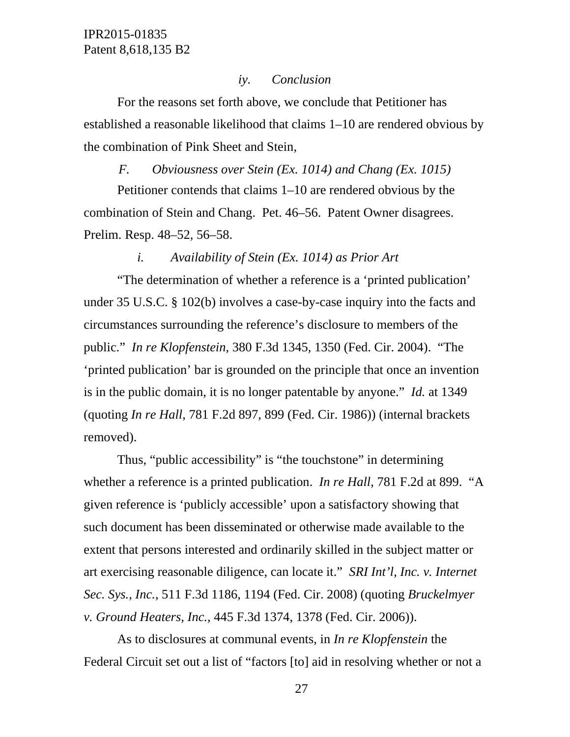*iv. Conclusion*

For the reasons set forth above, we conclude that Petitioner has established a reasonable likelihood that claims 1–10 are rendered obvious by the combination of Pink Sheet and Stein,

*F. Obviousness over Stein (Ex. 1014) and Chang (Ex. 1015)*

Petitioner contends that claims 1–10 are rendered obvious by the combination of Stein and Chang. Pet. 46–56. Patent Owner disagrees. Prelim. Resp. 48–52, 56–58.

*i. Availability of Stein (Ex. 1014) as Prior Art*

"The determination of whether a reference is a 'printed publication' under 35 U.S.C. § 102(b) involves a case-by-case inquiry into the facts and circumstances surrounding the reference's disclosure to members of the public." *In re Klopfenstein*, 380 F.3d 1345, 1350 (Fed. Cir. 2004). "The 'printed publication' bar is grounded on the principle that once an invention is in the public domain, it is no longer patentable by anyone." *Id.* at 1349 (quoting *In re Hall*, 781 F.2d 897, 899 (Fed. Cir. 1986)) (internal brackets removed).

Thus, "public accessibility" is "the touchstone" in determining whether a reference is a printed publication. *In re Hall*, 781 F.2d at 899. "A given reference is 'publicly accessible' upon a satisfactory showing that such document has been disseminated or otherwise made available to the extent that persons interested and ordinarily skilled in the subject matter or art exercising reasonable diligence, can locate it." *SRI Int'l, Inc. v. Internet Sec. Sys., Inc.*, 511 F.3d 1186, 1194 (Fed. Cir. 2008) (quoting *Bruckelmyer v. Ground Heaters, Inc.*, 445 F.3d 1374, 1378 (Fed. Cir. 2006)).

As to disclosures at communal events, in *In re Klopfenstein* the Federal Circuit set out a list of "factors [to] aid in resolving whether or not a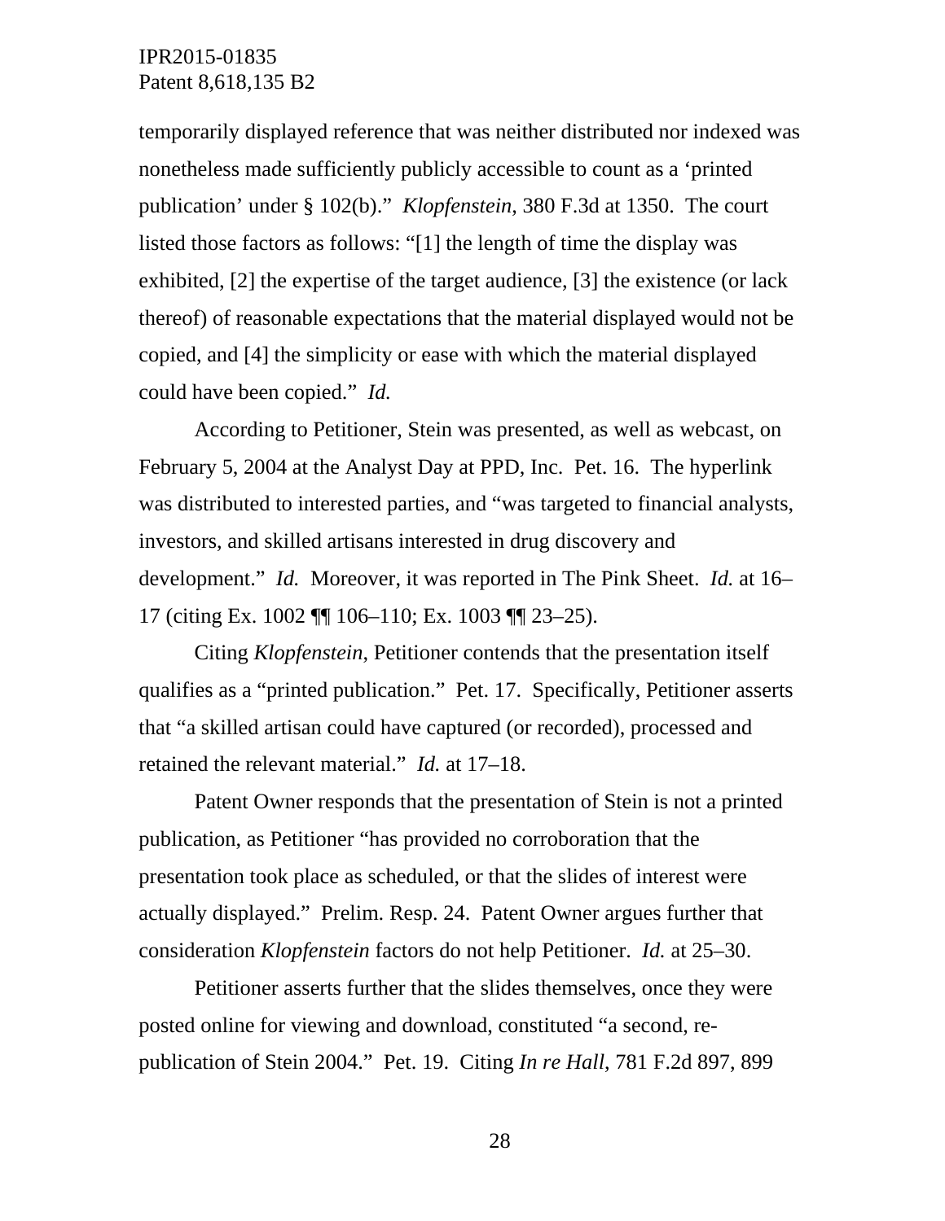temporarily displayed reference that was neither distributed nor indexed was nonetheless made sufficiently publicly accessible to count as a 'printed publication' under § 102(b)." *Klopfenstein*, 380 F.3d at 1350. The court listed those factors as follows: "[1] the length of time the display was exhibited, [2] the expertise of the target audience, [3] the existence (or lack thereof) of reasonable expectations that the material displayed would not be copied, and [4] the simplicity or ease with which the material displayed could have been copied." *Id.*

According to Petitioner, Stein was presented, as well as webcast, on February 5, 2004 at the Analyst Day at PPD, Inc. Pet. 16. The hyperlink was distributed to interested parties, and "was targeted to financial analysts, investors, and skilled artisans interested in drug discovery and development." *Id.* Moreover, it was reported in The Pink Sheet. *Id.* at 16–17 (citing Ex. 1002 ¶¶ 106–110; Ex. 1003 ¶¶ 23–25).

Citing *Klopfenstein*, Petitioner contends that the presentation itself qualifies as a "printed publication." Pet. 17. Specifically, Petitioner asserts that "a skilled artisan could have captured (or recorded), processed and retained the relevant material." *Id.* at 17–18.

Patent Owner responds that the presentation of Stein is not a printed publication, as Petitioner "has provided no corroboration that the presentation took place as scheduled, or that the slides of interest were actually displayed." Prelim. Resp. 24. Patent Owner argues further that consideration *Klopfenstein* factors do not help Petitioner. *Id.* at 25–30.

Petitioner asserts further that the slides themselves, once they were posted online for viewing and download, constituted "a second, re-publication of Stein 2004." Pet. 19. Citing *In re Hall*, 781 F.2d 897, 899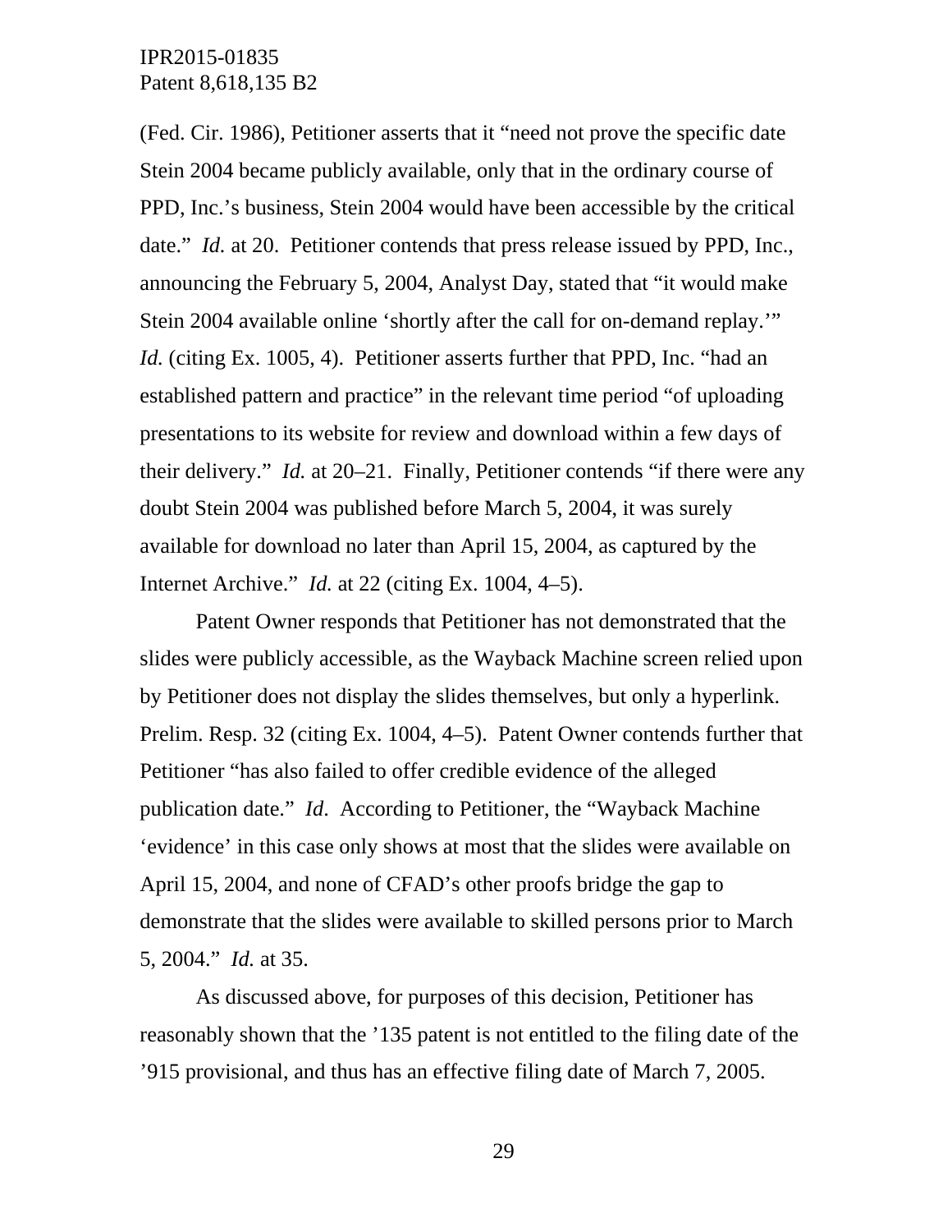(Fed. Cir. 1986), Petitioner asserts that it "need not prove the specific date Stein 2004 became publicly available, only that in the ordinary course of PPD, Inc.'s business, Stein 2004 would have been accessible by the critical date." *Id.* at 20. Petitioner contends that press release issued by PPD, Inc., announcing the February 5, 2004, Analyst Day, stated that "it would make Stein 2004 available online 'shortly after the call for on-demand replay.'" *Id.* (citing Ex. 1005, 4). Petitioner asserts further that PPD, Inc. "had an established pattern and practice" in the relevant time period "of uploading presentations to its website for review and download within a few days of their delivery." *Id.* at 20–21. Finally, Petitioner contends "if there were any doubt Stein 2004 was published before March 5, 2004, it was surely available for download no later than April 15, 2004, as captured by the Internet Archive." *Id.* at 22 (citing Ex. 1004, 4–5).

Patent Owner responds that Petitioner has not demonstrated that the slides were publicly accessible, as the Wayback Machine screen relied upon by Petitioner does not display the slides themselves, but only a hyperlink. Prelim. Resp. 32 (citing Ex. 1004, 4–5). Patent Owner contends further that Petitioner "has also failed to offer credible evidence of the alleged publication date." *Id*. According to Petitioner, the "Wayback Machine 'evidence' in this case only shows at most that the slides were available on April 15, 2004, and none of CFAD's other proofs bridge the gap to demonstrate that the slides were available to skilled persons prior to March 5, 2004." *Id.* at 35.

As discussed above, for purposes of this decision, Petitioner has reasonably shown that the '135 patent is not entitled to the filing date of the '915 provisional, and thus has an effective filing date of March 7, 2005.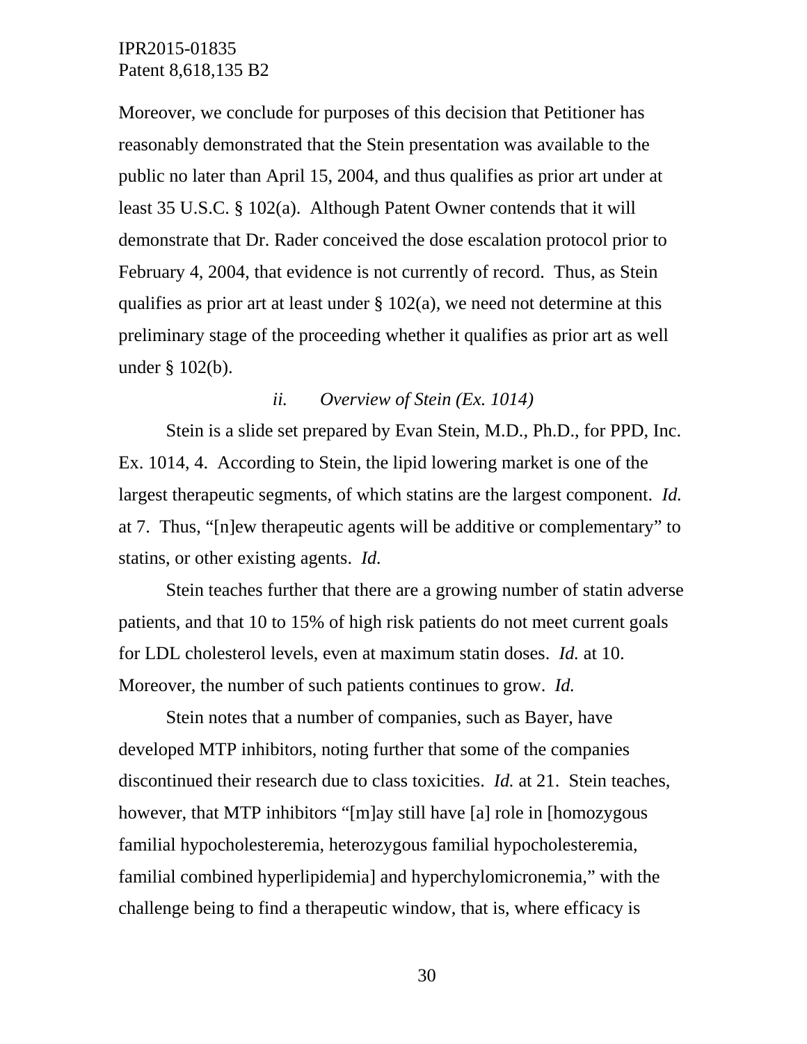Moreover, we conclude for purposes of this decision that Petitioner has reasonably demonstrated that the Stein presentation was available to the public no later than April 15, 2004, and thus qualifies as prior art under at least 35 U.S.C. § 102(a). Although Patent Owner contends that it will demonstrate that Dr. Rader conceived the dose escalation protocol prior to February 4, 2004, that evidence is not currently of record. Thus, as Stein qualifies as prior art at least under § 102(a), we need not determine at this preliminary stage of the proceeding whether it qualifies as prior art as well under § 102(b).

*ii. Overview of Stein (Ex. 1014)*

Stein is a slide set prepared by Evan Stein, M.D., Ph.D., for PPD, Inc. Ex. 1014, 4. According to Stein, the lipid lowering market is one of the largest therapeutic segments, of which statins are the largest component. *Id.* at 7. Thus, "[n]ew therapeutic agents will be additive or complementary" to statins, or other existing agents. *Id.*

Stein teaches further that there are a growing number of statin adverse patients, and that 10 to 15% of high risk patients do not meet current goals for LDL cholesterol levels, even at maximum statin doses. *Id.* at 10. Moreover, the number of such patients continues to grow. *Id.*

Stein notes that a number of companies, such as Bayer, have developed MTP inhibitors, noting further that some of the companies discontinued their research due to class toxicities. *Id.* at 21. Stein teaches, however, that MTP inhibitors "[m]ay still have [a] role in [homozygous familial hypocholesteremia, heterozygous familial hypocholesteremia, familial combined hyperlipidemia] and hyperchylomicronemia," with the challenge being to find a therapeutic window, that is, where efficacy is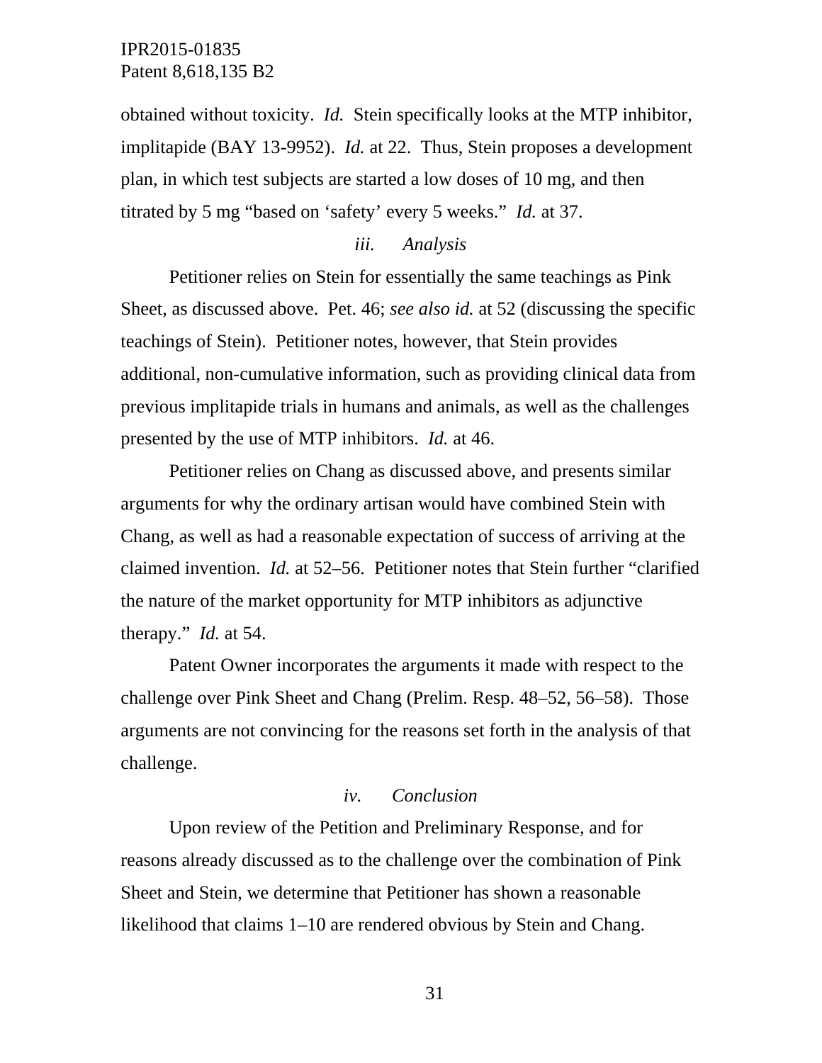obtained without toxicity. *Id.* Stein specifically looks at the MTP inhibitor, implitapide (BAY 13-9952). *Id.* at 22. Thus, Stein proposes a development plan, in which test subjects are started a low doses of 10 mg, and then titrated by 5 mg "based on 'safety' every 5 weeks." *Id.* at 37.

*iii. Analysis*

Petitioner relies on Stein for essentially the same teachings as Pink Sheet, as discussed above. Pet. 46; *see also id.* at 52 (discussing the specific teachings of Stein). Petitioner notes, however, that Stein provides additional, non-cumulative information, such as providing clinical data from previous implitapide trials in humans and animals, as well as the challenges presented by the use of MTP inhibitors. *Id.* at 46.

Petitioner relies on Chang as discussed above, and presents similar arguments for why the ordinary artisan would have combined Stein with Chang, as well as had a reasonable expectation of success of arriving at the claimed invention. *Id.* at 52–56. Petitioner notes that Stein further "clarified the nature of the market opportunity for MTP inhibitors as adjunctive therapy." *Id.* at 54.

Patent Owner incorporates the arguments it made with respect to the challenge over Pink Sheet and Chang (Prelim. Resp. 48–52, 56–58). Those arguments are not convincing for the reasons set forth in the analysis of that challenge.

*iv. Conclusion*

Upon review of the Petition and Preliminary Response, and for reasons already discussed as to the challenge over the combination of Pink Sheet and Stein, we determine that Petitioner has shown a reasonable likelihood that claims 1–10 are rendered obvious by Stein and Chang.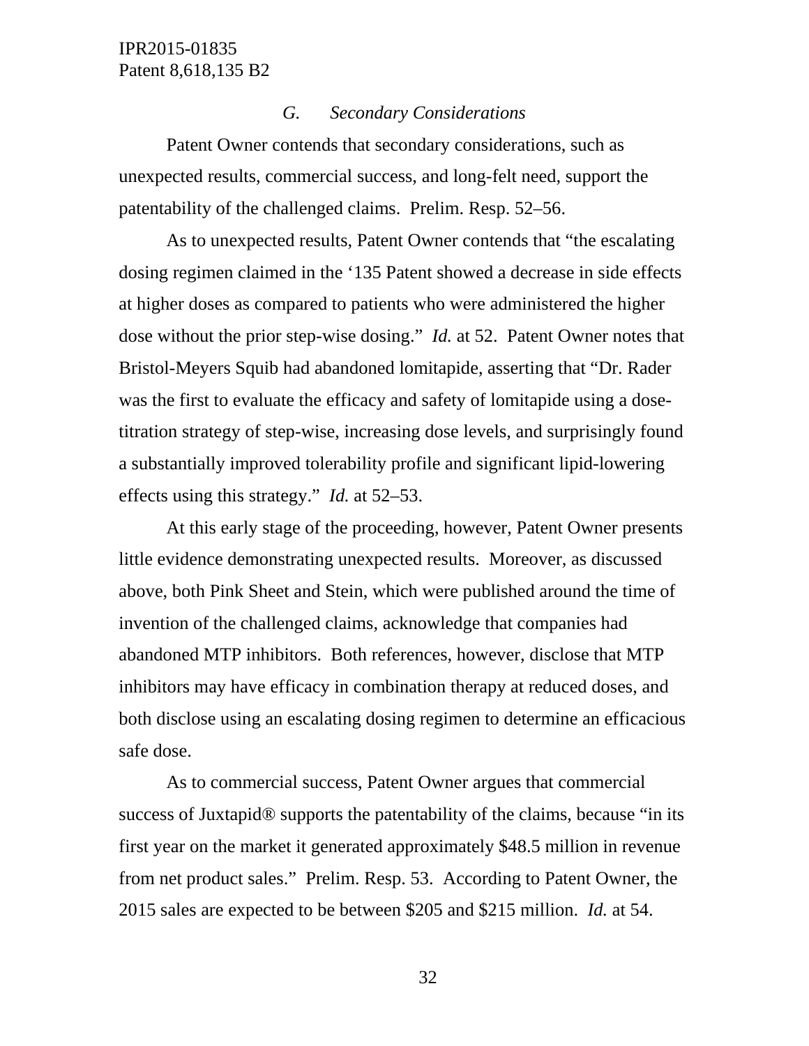### *G. Secondary Considerations*

Patent Owner contends that secondary considerations, such as unexpected results, commercial success, and long-felt need, support the patentability of the challenged claims. Prelim. Resp. 52–56.

As to unexpected results, Patent Owner contends that "the escalating dosing regimen claimed in the '135 Patent showed a decrease in side effects at higher doses as compared to patients who were administered the higher dose without the prior step-wise dosing." *Id.* at 52. Patent Owner notes that Bristol-Meyers Squib had abandoned lomitapide, asserting that "Dr. Rader was the first to evaluate the efficacy and safety of lomitapide using a dose-titration strategy of step-wise, increasing dose levels, and surprisingly found a substantially improved tolerability profile and significant lipid-lowering effects using this strategy." *Id.* at 52–53.

At this early stage of the proceeding, however, Patent Owner presents little evidence demonstrating unexpected results. Moreover, as discussed above, both Pink Sheet and Stein, which were published around the time of invention of the challenged claims, acknowledge that companies had abandoned MTP inhibitors. Both references, however, disclose that MTP inhibitors may have efficacy in combination therapy at reduced doses, and both disclose using an escalating dosing regimen to determine an efficacious safe dose.

As to commercial success, Patent Owner argues that commercial success of Juxtapid® supports the patentability of the claims, because "in its first year on the market it generated approximately $48.5 million in revenue from net product sales." Prelim. Resp. 53. According to Patent Owner, the 2015 sales are expected to be between $205 and $215 million. *Id.* at 54.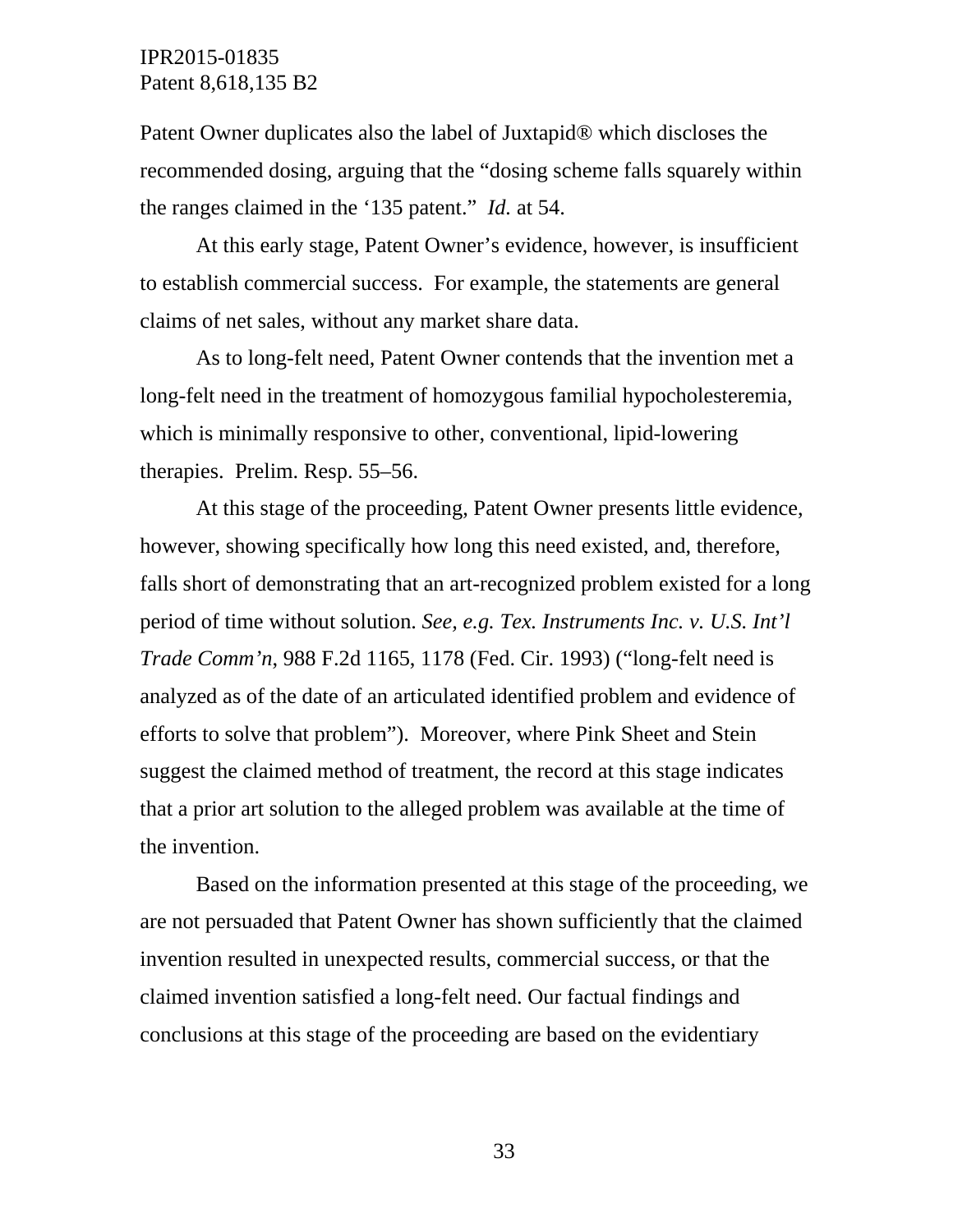Patent Owner duplicates also the label of Juxtapid® which discloses the recommended dosing, arguing that the "dosing scheme falls squarely within the ranges claimed in the '135 patent." *Id.* at 54.

At this early stage, Patent Owner's evidence, however, is insufficient to establish commercial success. For example, the statements are general claims of net sales, without any market share data.

As to long-felt need, Patent Owner contends that the invention met a long-felt need in the treatment of homozygous familial hypocholesteremia, which is minimally responsive to other, conventional, lipid-lowering therapies. Prelim. Resp. 55–56.

At this stage of the proceeding, Patent Owner presents little evidence, however, showing specifically how long this need existed, and, therefore, falls short of demonstrating that an art-recognized problem existed for a long period of time without solution. *See, e.g. Tex. Instruments Inc. v. U.S. Int'l Trade Comm'n*, 988 F.2d 1165, 1178 (Fed. Cir. 1993) ("long-felt need is analyzed as of the date of an articulated identified problem and evidence of efforts to solve that problem"). Moreover, where Pink Sheet and Stein suggest the claimed method of treatment, the record at this stage indicates that a prior art solution to the alleged problem was available at the time of the invention.

Based on the information presented at this stage of the proceeding, we are not persuaded that Patent Owner has shown sufficiently that the claimed invention resulted in unexpected results, commercial success, or that the claimed invention satisfied a long-felt need. Our factual findings and conclusions at this stage of the proceeding are based on the evidentiary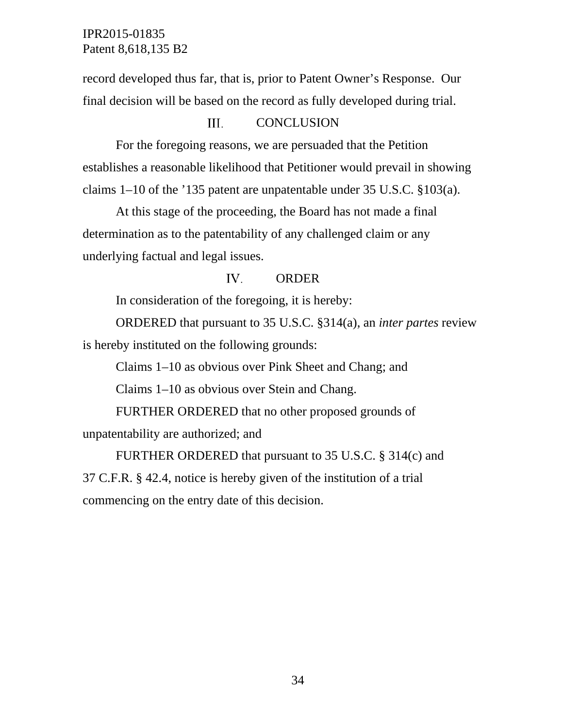record developed thus far, that is, prior to Patent Owner’s Response. Our final decision will be based on the record as fully developed during trial.

## III. CONCLUSION

For the foregoing reasons, we are persuaded that the Petition establishes a reasonable likelihood that Petitioner would prevail in showing claims 1–10 of the ’135 patent are unpatentable under 35 U.S.C. §103(a).

At this stage of the proceeding, the Board has not made a final determination as to the patentability of any challenged claim or any underlying factual and legal issues.

## IV. ORDER

In consideration of the foregoing, it is hereby:

ORDERED that pursuant to 35 U.S.C. §314(a), an *inter partes* review is hereby instituted on the following grounds:

Claims 1–10 as obvious over Pink Sheet and Chang; and

Claims 1–10 as obvious over Stein and Chang.

FURTHER ORDERED that no other proposed grounds of unpatentability are authorized; and

FURTHER ORDERED that pursuant to 35 U.S.C. § 314(c) and 37 C.F.R. § 42.4, notice is hereby given of the institution of a trial commencing on the entry date of this decision.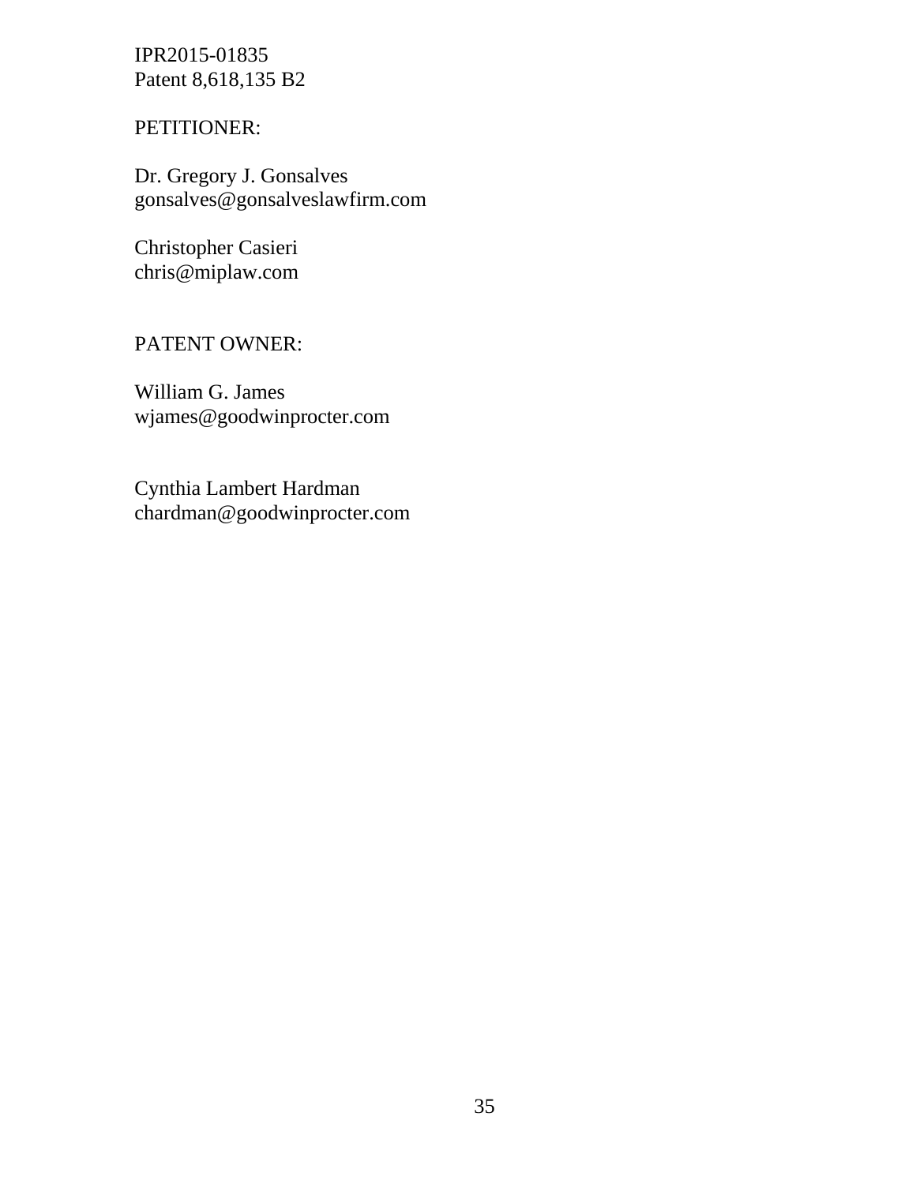PETITIONER:

Dr. Gregory J. Gonsalves
gonsalves@gonsalveslawfirm.com

Christopher Casieri
chris@miplaw.com

PATENT OWNER:

William G. James
wjames@goodwinprocter.com

Cynthia Lambert Hardman
chardman@goodwinprocter.com